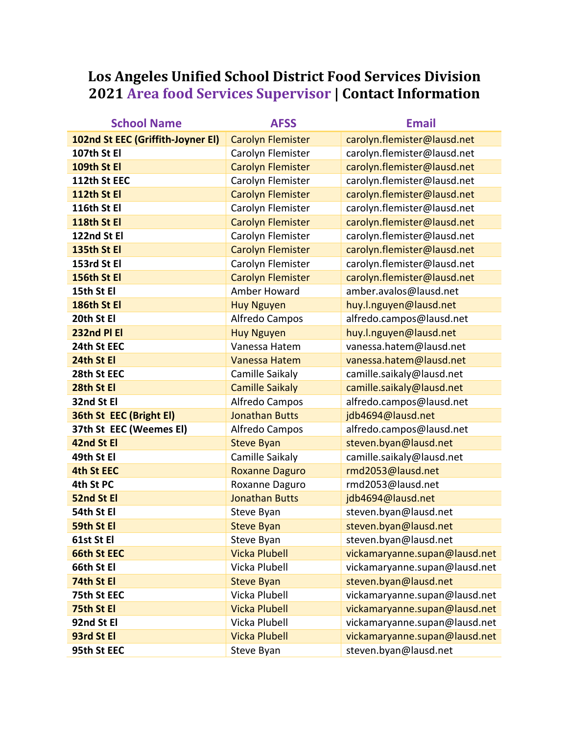# Los Angeles Unified School District Food Services Division
# 2021 Area food Services Supervisor | Contact Information

| School Name | AFSS | Email |
|---|---|---|
| **102nd St EEC (Griffith-Joyner El)** | Carolyn Flemister | carolyn.flemister@lausd.net |
| **107th St El** | Carolyn Flemister | carolyn.flemister@lausd.net |
| **109th St El** | Carolyn Flemister | carolyn.flemister@lausd.net |
| **112th St EEC** | Carolyn Flemister | carolyn.flemister@lausd.net |
| **112th St El** | Carolyn Flemister | carolyn.flemister@lausd.net |
| **116th St El** | Carolyn Flemister | carolyn.flemister@lausd.net |
| **118th St El** | Carolyn Flemister | carolyn.flemister@lausd.net |
| **122nd St El** | Carolyn Flemister | carolyn.flemister@lausd.net |
| **135th St El** | Carolyn Flemister | carolyn.flemister@lausd.net |
| **153rd St El** | Carolyn Flemister | carolyn.flemister@lausd.net |
| **156th St El** | Carolyn Flemister | carolyn.flemister@lausd.net |
| **15th St El** | Amber Howard | amber.avalos@lausd.net |
| **186th St El** | Huy Nguyen | huy.l.nguyen@lausd.net |
| **20th St El** | Alfredo Campos | alfredo.campos@lausd.net |
| **232nd Pl El** | Huy Nguyen | huy.l.nguyen@lausd.net |
| **24th St EEC** | Vanessa Hatem | vanessa.hatem@lausd.net |
| **24th St El** | Vanessa Hatem | vanessa.hatem@lausd.net |
| **28th St EEC** | Camille Saikaly | camille.saikaly@lausd.net |
| **28th St El** | Camille Saikaly | camille.saikaly@lausd.net |
| **32nd St El** | Alfredo Campos | alfredo.campos@lausd.net |
| **36th St EEC (Bright El)** | Jonathan Butts | jdb4694@lausd.net |
| **37th St EEC (Weemes El)** | Alfredo Campos | alfredo.campos@lausd.net |
| **42nd St El** | Steve Byan | steven.byan@lausd.net |
| **49th St El** | Camille Saikaly | camille.saikaly@lausd.net |
| **4th St EEC** | Roxanne Daguro | rmd2053@lausd.net |
| **4th St PC** | Roxanne Daguro | rmd2053@lausd.net |
| **52nd St El** | Jonathan Butts | jdb4694@lausd.net |
| **54th St El** | Steve Byan | steven.byan@lausd.net |
| **59th St El** | Steve Byan | steven.byan@lausd.net |
| **61st St El** | Steve Byan | steven.byan@lausd.net |
| **66th St EEC** | Vicka Plubell | vickamaryanne.supan@lausd.net |
| **66th St El** | Vicka Plubell | vickamaryanne.supan@lausd.net |
| **74th St El** | Steve Byan | steven.byan@lausd.net |
| **75th St EEC** | Vicka Plubell | vickamaryanne.supan@lausd.net |
| **75th St El** | Vicka Plubell | vickamaryanne.supan@lausd.net |
| **92nd St El** | Vicka Plubell | vickamaryanne.supan@lausd.net |
| **93rd St El** | Vicka Plubell | vickamaryanne.supan@lausd.net |
| **95th St EEC** | Steve Byan | steven.byan@lausd.net |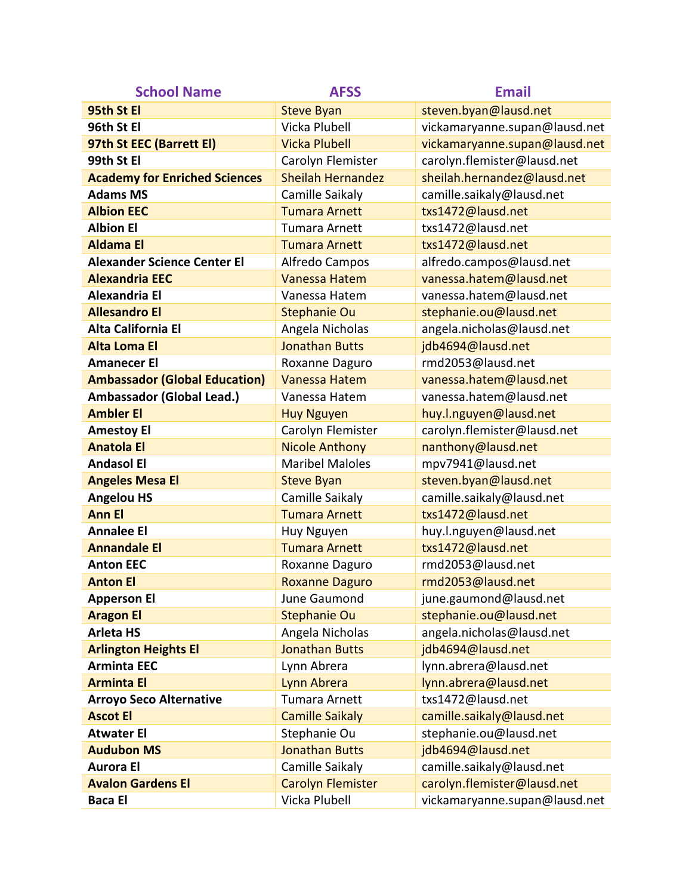| School Name | AFSS | Email |
|---|---|---|
| **95th St El** | Steve Byan | steven.byan@lausd.net |
| **96th St El** | Vicka Plubell | vickamaryanne.supan@lausd.net |
| **97th St EEC (Barrett El)** | Vicka Plubell | vickamaryanne.supan@lausd.net |
| **99th St El** | Carolyn Flemister | carolyn.flemister@lausd.net |
| **Academy for Enriched Sciences** | Sheilah Hernandez | sheilah.hernandez@lausd.net |
| **Adams MS** | Camille Saikaly | camille.saikaly@lausd.net |
| **Albion EEC** | Tumara Arnett | txs1472@lausd.net |
| **Albion El** | Tumara Arnett | txs1472@lausd.net |
| **Aldama El** | Tumara Arnett | txs1472@lausd.net |
| **Alexander Science Center El** | Alfredo Campos | alfredo.campos@lausd.net |
| **Alexandria EEC** | Vanessa Hatem | vanessa.hatem@lausd.net |
| **Alexandria El** | Vanessa Hatem | vanessa.hatem@lausd.net |
| **Allesandro El** | Stephanie Ou | stephanie.ou@lausd.net |
| **Alta California El** | Angela Nicholas | angela.nicholas@lausd.net |
| **Alta Loma El** | Jonathan Butts | jdb4694@lausd.net |
| **Amanecer El** | Roxanne Daguro | rmd2053@lausd.net |
| **Ambassador (Global Education)** | Vanessa Hatem | vanessa.hatem@lausd.net |
| **Ambassador (Global Lead.)** | Vanessa Hatem | vanessa.hatem@lausd.net |
| **Ambler El** | Huy Nguyen | huy.l.nguyen@lausd.net |
| **Amestoy El** | Carolyn Flemister | carolyn.flemister@lausd.net |
| **Anatola El** | Nicole Anthony | nanthony@lausd.net |
| **Andasol El** | Maribel Maloles | mpv7941@lausd.net |
| **Angeles Mesa El** | Steve Byan | steven.byan@lausd.net |
| **Angelou HS** | Camille Saikaly | camille.saikaly@lausd.net |
| **Ann El** | Tumara Arnett | txs1472@lausd.net |
| **Annalee El** | Huy Nguyen | huy.l.nguyen@lausd.net |
| **Annandale El** | Tumara Arnett | txs1472@lausd.net |
| **Anton EEC** | Roxanne Daguro | rmd2053@lausd.net |
| **Anton El** | Roxanne Daguro | rmd2053@lausd.net |
| **Apperson El** | June Gaumond | june.gaumond@lausd.net |
| **Aragon El** | Stephanie Ou | stephanie.ou@lausd.net |
| **Arleta HS** | Angela Nicholas | angela.nicholas@lausd.net |
| **Arlington Heights El** | Jonathan Butts | jdb4694@lausd.net |
| **Arminta EEC** | Lynn Abrera | lynn.abrera@lausd.net |
| **Arminta El** | Lynn Abrera | lynn.abrera@lausd.net |
| **Arroyo Seco Alternative** | Tumara Arnett | txs1472@lausd.net |
| **Ascot El** | Camille Saikaly | camille.saikaly@lausd.net |
| **Atwater El** | Stephanie Ou | stephanie.ou@lausd.net |
| **Audubon MS** | Jonathan Butts | jdb4694@lausd.net |
| **Aurora El** | Camille Saikaly | camille.saikaly@lausd.net |
| **Avalon Gardens El** | Carolyn Flemister | carolyn.flemister@lausd.net |
| **Baca El** | Vicka Plubell | vickamaryanne.supan@lausd.net |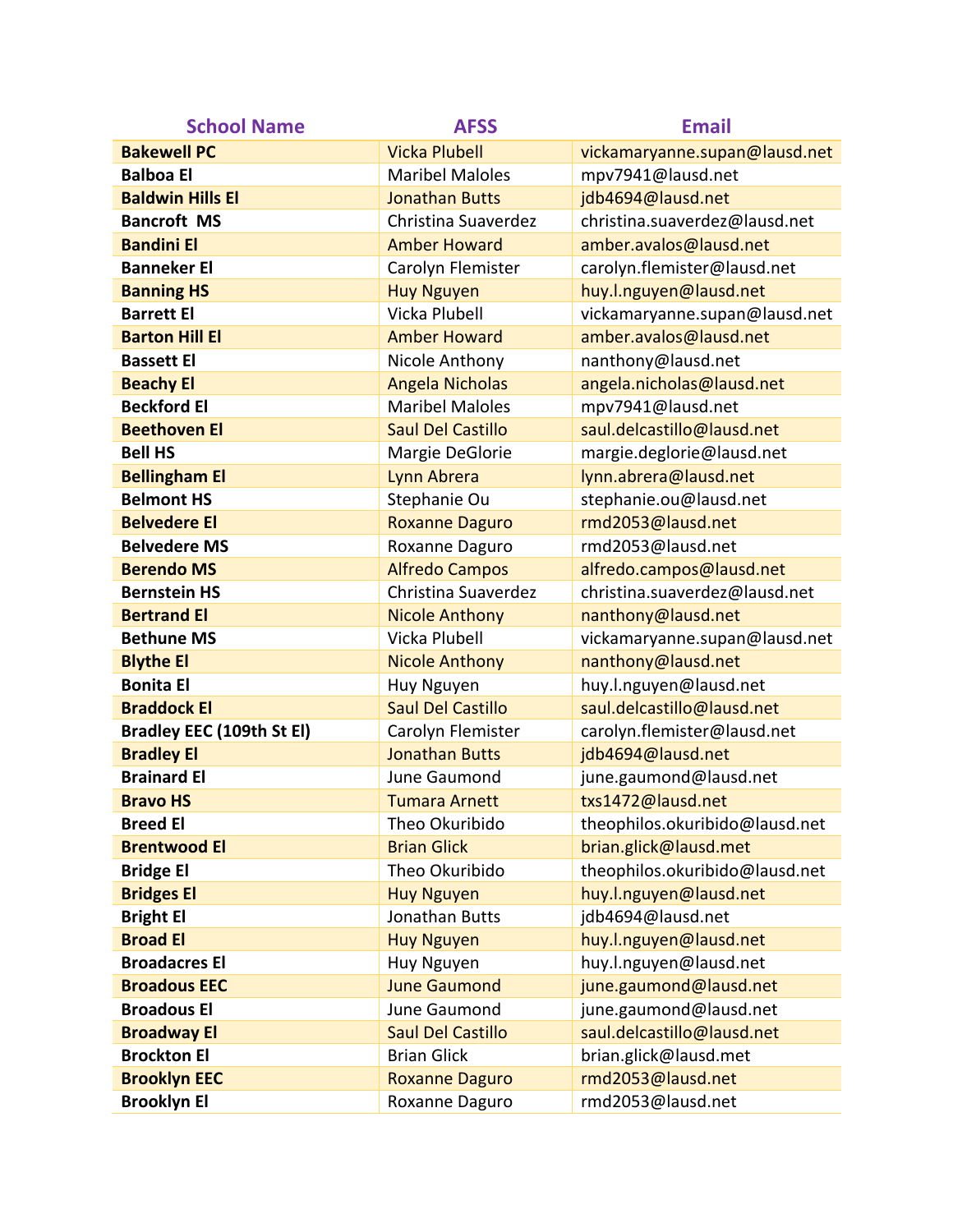| School Name | AFSS | Email |
|---|---|---|
| **Bakewell PC** | Vicka Plubell | vickamaryanne.supan@lausd.net |
| **Balboa El** | Maribel Maloles | mpv7941@lausd.net |
| **Baldwin Hills El** | Jonathan Butts | jdb4694@lausd.net |
| **Bancroft MS** | Christina Suaverdez | christina.suaverdez@lausd.net |
| **Bandini El** | Amber Howard | amber.avalos@lausd.net |
| **Banneker El** | Carolyn Flemister | carolyn.flemister@lausd.net |
| **Banning HS** | Huy Nguyen | huy.l.nguyen@lausd.net |
| **Barrett El** | Vicka Plubell | vickamaryanne.supan@lausd.net |
| **Barton Hill El** | Amber Howard | amber.avalos@lausd.net |
| **Bassett El** | Nicole Anthony | nanthony@lausd.net |
| **Beachy El** | Angela Nicholas | angela.nicholas@lausd.net |
| **Beckford El** | Maribel Maloles | mpv7941@lausd.net |
| **Beethoven El** | Saul Del Castillo | saul.delcastillo@lausd.net |
| **Bell HS** | Margie DeGlorie | margie.deglorie@lausd.net |
| **Bellingham El** | Lynn Abrera | lynn.abrera@lausd.net |
| **Belmont HS** | Stephanie Ou | stephanie.ou@lausd.net |
| **Belvedere El** | Roxanne Daguro | rmd2053@lausd.net |
| **Belvedere MS** | Roxanne Daguro | rmd2053@lausd.net |
| **Berendo MS** | Alfredo Campos | alfredo.campos@lausd.net |
| **Bernstein HS** | Christina Suaverdez | christina.suaverdez@lausd.net |
| **Bertrand El** | Nicole Anthony | nanthony@lausd.net |
| **Bethune MS** | Vicka Plubell | vickamaryanne.supan@lausd.net |
| **Blythe El** | Nicole Anthony | nanthony@lausd.net |
| **Bonita El** | Huy Nguyen | huy.l.nguyen@lausd.net |
| **Braddock El** | Saul Del Castillo | saul.delcastillo@lausd.net |
| **Bradley EEC (109th St El)** | Carolyn Flemister | carolyn.flemister@lausd.net |
| **Bradley El** | Jonathan Butts | jdb4694@lausd.net |
| **Brainard El** | June Gaumond | june.gaumond@lausd.net |
| **Bravo HS** | Tumara Arnett | txs1472@lausd.net |
| **Breed El** | Theo Okuribido | theophilos.okuribido@lausd.net |
| **Brentwood El** | Brian Glick | brian.glick@lausd.met |
| **Bridge El** | Theo Okuribido | theophilos.okuribido@lausd.net |
| **Bridges El** | Huy Nguyen | huy.l.nguyen@lausd.net |
| **Bright El** | Jonathan Butts | jdb4694@lausd.net |
| **Broad El** | Huy Nguyen | huy.l.nguyen@lausd.net |
| **Broadacres El** | Huy Nguyen | huy.l.nguyen@lausd.net |
| **Broadous EEC** | June Gaumond | june.gaumond@lausd.net |
| **Broadous El** | June Gaumond | june.gaumond@lausd.net |
| **Broadway El** | Saul Del Castillo | saul.delcastillo@lausd.net |
| **Brockton El** | Brian Glick | brian.glick@lausd.met |
| **Brooklyn EEC** | Roxanne Daguro | rmd2053@lausd.net |
| **Brooklyn El** | Roxanne Daguro | rmd2053@lausd.net |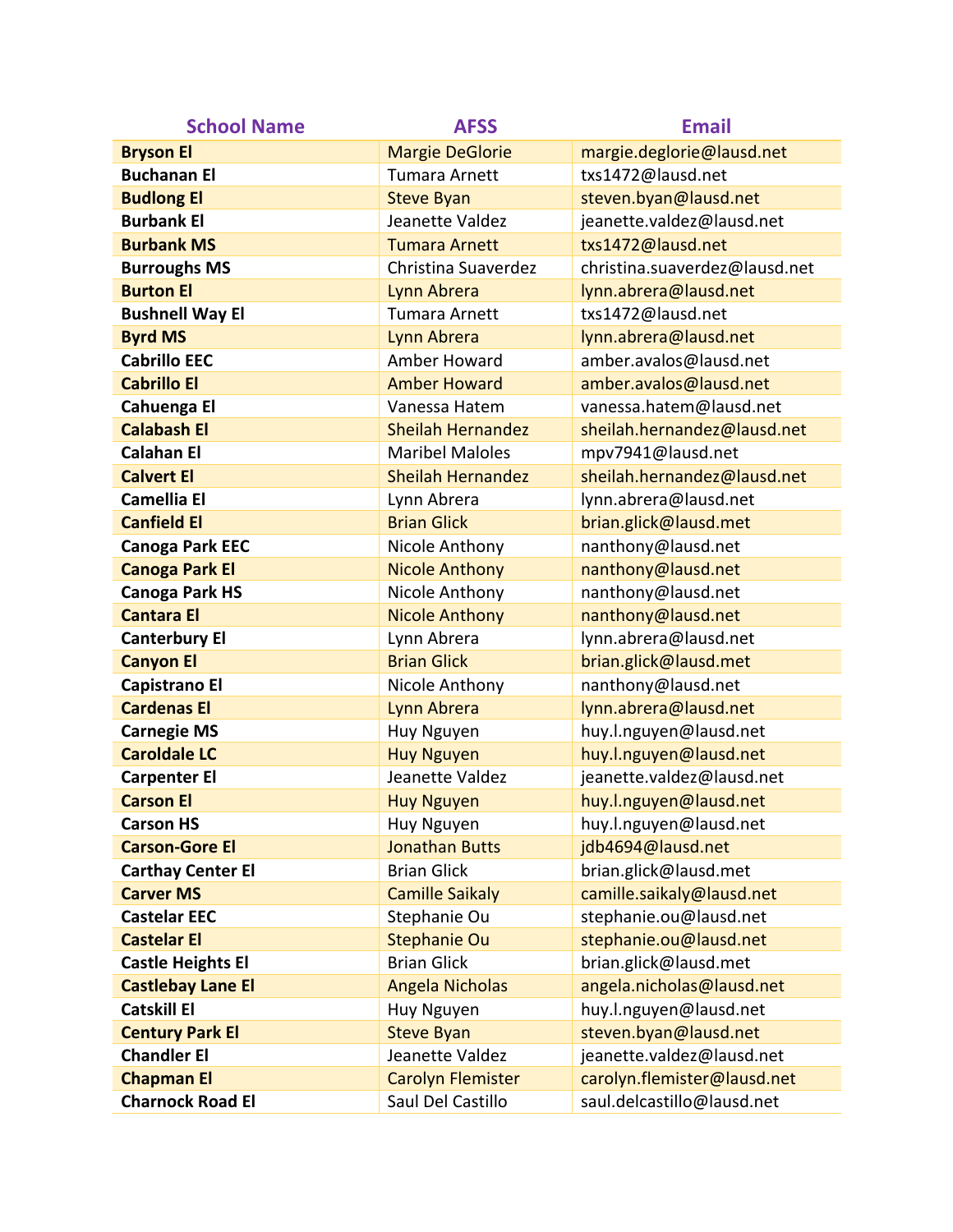| School Name | AFSS | Email |
|---|---|---|
| **Bryson El** | Margie DeGlorie | margie.deglorie@lausd.net |
| **Buchanan El** | Tumara Arnett | txs1472@lausd.net |
| **Budlong El** | Steve Byan | steven.byan@lausd.net |
| **Burbank El** | Jeanette Valdez | jeanette.valdez@lausd.net |
| **Burbank MS** | Tumara Arnett | txs1472@lausd.net |
| **Burroughs MS** | Christina Suaverdez | christina.suaverdez@lausd.net |
| **Burton El** | Lynn Abrera | lynn.abrera@lausd.net |
| **Bushnell Way El** | Tumara Arnett | txs1472@lausd.net |
| **Byrd MS** | Lynn Abrera | lynn.abrera@lausd.net |
| **Cabrillo EEC** | Amber Howard | amber.avalos@lausd.net |
| **Cabrillo El** | Amber Howard | amber.avalos@lausd.net |
| **Cahuenga El** | Vanessa Hatem | vanessa.hatem@lausd.net |
| **Calabash El** | Sheilah Hernandez | sheilah.hernandez@lausd.net |
| **Calahan El** | Maribel Maloles | mpv7941@lausd.net |
| **Calvert El** | Sheilah Hernandez | sheilah.hernandez@lausd.net |
| **Camellia El** | Lynn Abrera | lynn.abrera@lausd.net |
| **Canfield El** | Brian Glick | brian.glick@lausd.met |
| **Canoga Park EEC** | Nicole Anthony | nanthony@lausd.net |
| **Canoga Park El** | Nicole Anthony | nanthony@lausd.net |
| **Canoga Park HS** | Nicole Anthony | nanthony@lausd.net |
| **Cantara El** | Nicole Anthony | nanthony@lausd.net |
| **Canterbury El** | Lynn Abrera | lynn.abrera@lausd.net |
| **Canyon El** | Brian Glick | brian.glick@lausd.met |
| **Capistrano El** | Nicole Anthony | nanthony@lausd.net |
| **Cardenas El** | Lynn Abrera | lynn.abrera@lausd.net |
| **Carnegie MS** | Huy Nguyen | huy.l.nguyen@lausd.net |
| **Caroldale LC** | Huy Nguyen | huy.l.nguyen@lausd.net |
| **Carpenter El** | Jeanette Valdez | jeanette.valdez@lausd.net |
| **Carson El** | Huy Nguyen | huy.l.nguyen@lausd.net |
| **Carson HS** | Huy Nguyen | huy.l.nguyen@lausd.net |
| **Carson-Gore El** | Jonathan Butts | jdb4694@lausd.net |
| **Carthay Center El** | Brian Glick | brian.glick@lausd.met |
| **Carver MS** | Camille Saikaly | camille.saikaly@lausd.net |
| **Castelar EEC** | Stephanie Ou | stephanie.ou@lausd.net |
| **Castelar El** | Stephanie Ou | stephanie.ou@lausd.net |
| **Castle Heights El** | Brian Glick | brian.glick@lausd.met |
| **Castlebay Lane El** | Angela Nicholas | angela.nicholas@lausd.net |
| **Catskill El** | Huy Nguyen | huy.l.nguyen@lausd.net |
| **Century Park El** | Steve Byan | steven.byan@lausd.net |
| **Chandler El** | Jeanette Valdez | jeanette.valdez@lausd.net |
| **Chapman El** | Carolyn Flemister | carolyn.flemister@lausd.net |
| **Charnock Road El** | Saul Del Castillo | saul.delcastillo@lausd.net |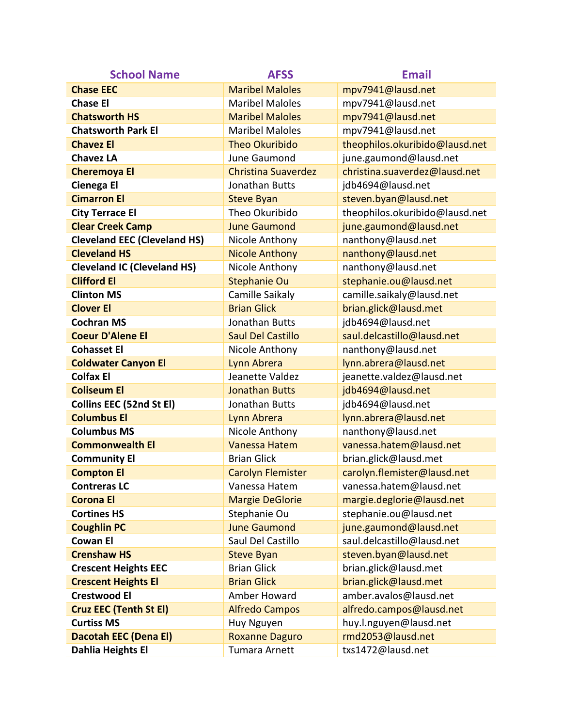| School Name | AFSS | Email |
|---|---|---|
| **Chase EEC** | Maribel Maloles | mpv7941@lausd.net |
| **Chase El** | Maribel Maloles | mpv7941@lausd.net |
| **Chatsworth HS** | Maribel Maloles | mpv7941@lausd.net |
| **Chatsworth Park El** | Maribel Maloles | mpv7941@lausd.net |
| **Chavez El** | Theo Okuribido | theophilos.okuribido@lausd.net |
| **Chavez LA** | June Gaumond | june.gaumond@lausd.net |
| **Cheremoya El** | Christina Suaverdez | christina.suaverdez@lausd.net |
| **Cienega El** | Jonathan Butts | jdb4694@lausd.net |
| **Cimarron El** | Steve Byan | steven.byan@lausd.net |
| **City Terrace El** | Theo Okuribido | theophilos.okuribido@lausd.net |
| **Clear Creek Camp** | June Gaumond | june.gaumond@lausd.net |
| **Cleveland EEC (Cleveland HS)** | Nicole Anthony | nanthony@lausd.net |
| **Cleveland HS** | Nicole Anthony | nanthony@lausd.net |
| **Cleveland IC (Cleveland HS)** | Nicole Anthony | nanthony@lausd.net |
| **Clifford El** | Stephanie Ou | stephanie.ou@lausd.net |
| **Clinton MS** | Camille Saikaly | camille.saikaly@lausd.net |
| **Clover El** | Brian Glick | brian.glick@lausd.met |
| **Cochran MS** | Jonathan Butts | jdb4694@lausd.net |
| **Coeur D'Alene El** | Saul Del Castillo | saul.delcastillo@lausd.net |
| **Cohasset El** | Nicole Anthony | nanthony@lausd.net |
| **Coldwater Canyon El** | Lynn Abrera | lynn.abrera@lausd.net |
| **Colfax El** | Jeanette Valdez | jeanette.valdez@lausd.net |
| **Coliseum El** | Jonathan Butts | jdb4694@lausd.net |
| **Collins EEC (52nd St El)** | Jonathan Butts | jdb4694@lausd.net |
| **Columbus El** | Lynn Abrera | lynn.abrera@lausd.net |
| **Columbus MS** | Nicole Anthony | nanthony@lausd.net |
| **Commonwealth El** | Vanessa Hatem | vanessa.hatem@lausd.net |
| **Community El** | Brian Glick | brian.glick@lausd.met |
| **Compton El** | Carolyn Flemister | carolyn.flemister@lausd.net |
| **Contreras LC** | Vanessa Hatem | vanessa.hatem@lausd.net |
| **Corona El** | Margie DeGlorie | margie.deglorie@lausd.net |
| **Cortines HS** | Stephanie Ou | stephanie.ou@lausd.net |
| **Coughlin PC** | June Gaumond | june.gaumond@lausd.net |
| **Cowan El** | Saul Del Castillo | saul.delcastillo@lausd.net |
| **Crenshaw HS** | Steve Byan | steven.byan@lausd.net |
| **Crescent Heights EEC** | Brian Glick | brian.glick@lausd.met |
| **Crescent Heights El** | Brian Glick | brian.glick@lausd.met |
| **Crestwood El** | Amber Howard | amber.avalos@lausd.net |
| **Cruz EEC (Tenth St El)** | Alfredo Campos | alfredo.campos@lausd.net |
| **Curtiss MS** | Huy Nguyen | huy.l.nguyen@lausd.net |
| **Dacotah EEC (Dena El)** | Roxanne Daguro | rmd2053@lausd.net |
| **Dahlia Heights El** | Tumara Arnett | txs1472@lausd.net |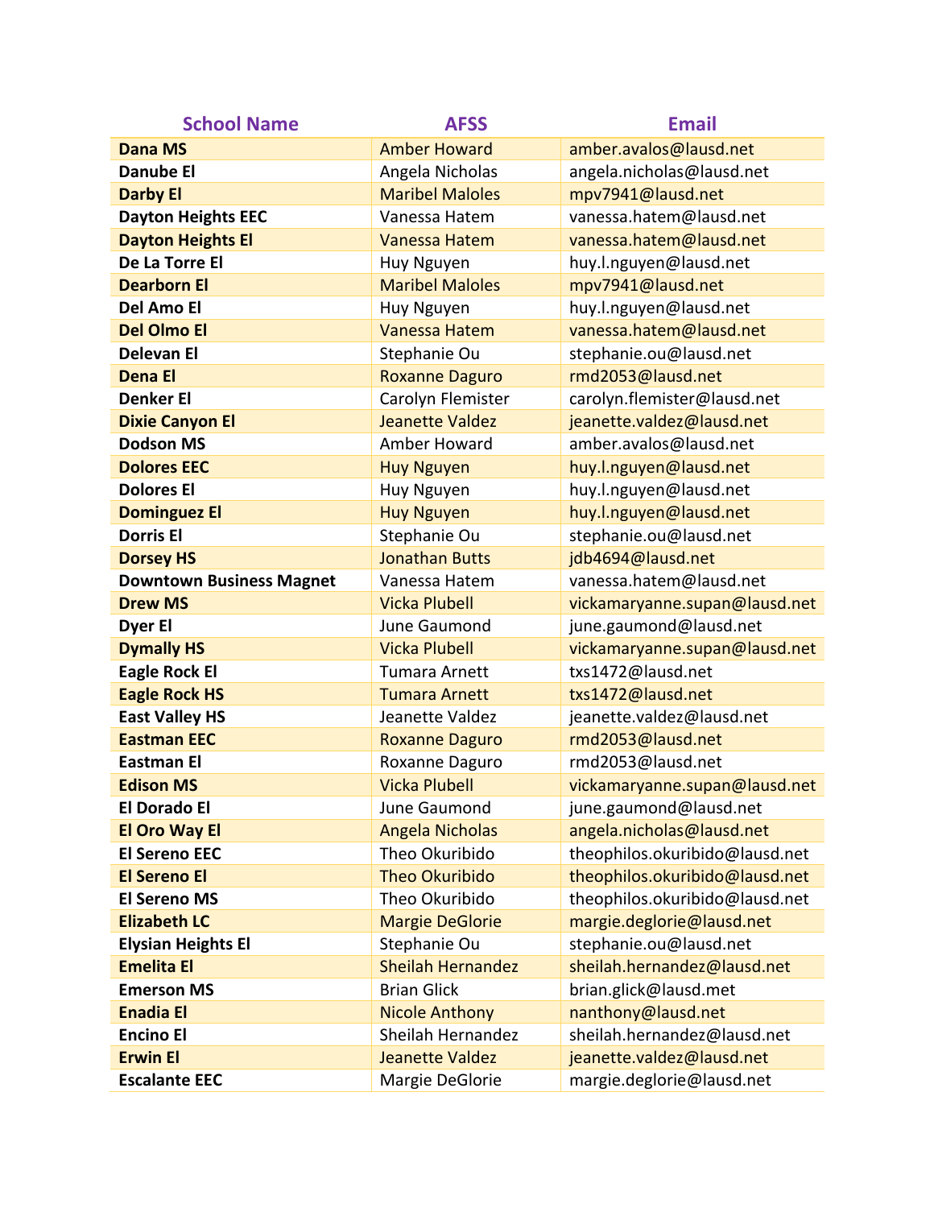| School Name | AFSS | Email |
| --- | --- | --- |
| **Dana MS** | Amber Howard | amber.avalos@lausd.net |
| **Danube El** | Angela Nicholas | angela.nicholas@lausd.net |
| **Darby El** | Maribel Maloles | mpv7941@lausd.net |
| **Dayton Heights EEC** | Vanessa Hatem | vanessa.hatem@lausd.net |
| **Dayton Heights El** | Vanessa Hatem | vanessa.hatem@lausd.net |
| **De La Torre El** | Huy Nguyen | huy.l.nguyen@lausd.net |
| **Dearborn El** | Maribel Maloles | mpv7941@lausd.net |
| **Del Amo El** | Huy Nguyen | huy.l.nguyen@lausd.net |
| **Del Olmo El** | Vanessa Hatem | vanessa.hatem@lausd.net |
| **Delevan El** | Stephanie Ou | stephanie.ou@lausd.net |
| **Dena El** | Roxanne Daguro | rmd2053@lausd.net |
| **Denker El** | Carolyn Flemister | carolyn.flemister@lausd.net |
| **Dixie Canyon El** | Jeanette Valdez | jeanette.valdez@lausd.net |
| **Dodson MS** | Amber Howard | amber.avalos@lausd.net |
| **Dolores EEC** | Huy Nguyen | huy.l.nguyen@lausd.net |
| **Dolores El** | Huy Nguyen | huy.l.nguyen@lausd.net |
| **Dominguez El** | Huy Nguyen | huy.l.nguyen@lausd.net |
| **Dorris El** | Stephanie Ou | stephanie.ou@lausd.net |
| **Dorsey HS** | Jonathan Butts | jdb4694@lausd.net |
| **Downtown Business Magnet** | Vanessa Hatem | vanessa.hatem@lausd.net |
| **Drew MS** | Vicka Plubell | vickamaryanne.supan@lausd.net |
| **Dyer El** | June Gaumond | june.gaumond@lausd.net |
| **Dymally HS** | Vicka Plubell | vickamaryanne.supan@lausd.net |
| **Eagle Rock El** | Tumara Arnett | txs1472@lausd.net |
| **Eagle Rock HS** | Tumara Arnett | txs1472@lausd.net |
| **East Valley HS** | Jeanette Valdez | jeanette.valdez@lausd.net |
| **Eastman EEC** | Roxanne Daguro | rmd2053@lausd.net |
| **Eastman El** | Roxanne Daguro | rmd2053@lausd.net |
| **Edison MS** | Vicka Plubell | vickamaryanne.supan@lausd.net |
| **El Dorado El** | June Gaumond | june.gaumond@lausd.net |
| **El Oro Way El** | Angela Nicholas | angela.nicholas@lausd.net |
| **El Sereno EEC** | Theo Okuribido | theophilos.okuribido@lausd.net |
| **El Sereno El** | Theo Okuribido | theophilos.okuribido@lausd.net |
| **El Sereno MS** | Theo Okuribido | theophilos.okuribido@lausd.net |
| **Elizabeth LC** | Margie DeGlorie | margie.deglorie@lausd.net |
| **Elysian Heights El** | Stephanie Ou | stephanie.ou@lausd.net |
| **Emelita El** | Sheilah Hernandez | sheilah.hernandez@lausd.net |
| **Emerson MS** | Brian Glick | brian.glick@lausd.met |
| **Enadia El** | Nicole Anthony | nanthony@lausd.net |
| **Encino El** | Sheilah Hernandez | sheilah.hernandez@lausd.net |
| **Erwin El** | Jeanette Valdez | jeanette.valdez@lausd.net |
| **Escalante EEC** | Margie DeGlorie | margie.deglorie@lausd.net |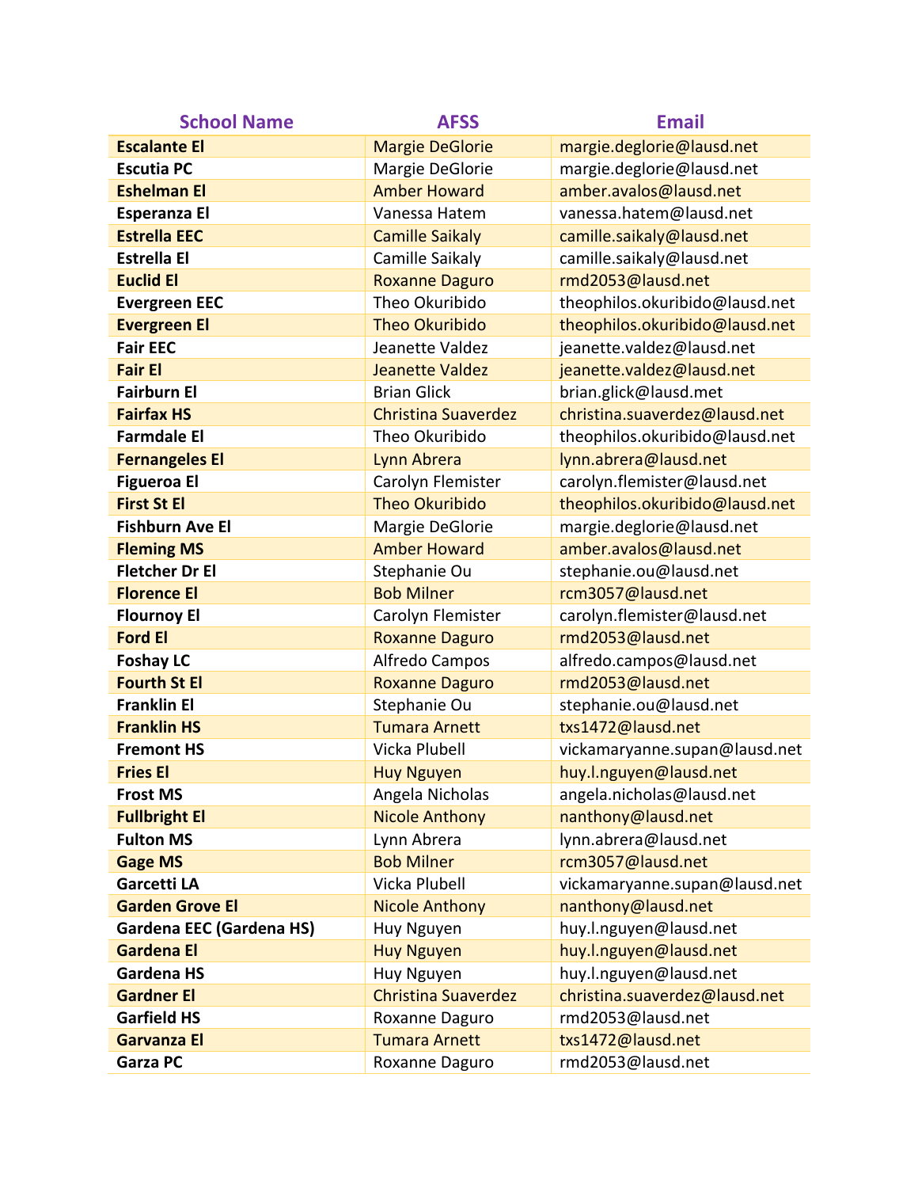| School Name | AFSS | Email |
|---|---|---|
| **Escalante El** | Margie DeGlorie | margie.deglorie@lausd.net |
| **Escutia PC** | Margie DeGlorie | margie.deglorie@lausd.net |
| **Eshelman El** | Amber Howard | amber.avalos@lausd.net |
| **Esperanza El** | Vanessa Hatem | vanessa.hatem@lausd.net |
| **Estrella EEC** | Camille Saikaly | camille.saikaly@lausd.net |
| **Estrella El** | Camille Saikaly | camille.saikaly@lausd.net |
| **Euclid El** | Roxanne Daguro | rmd2053@lausd.net |
| **Evergreen EEC** | Theo Okuribido | theophilos.okuribido@lausd.net |
| **Evergreen El** | Theo Okuribido | theophilos.okuribido@lausd.net |
| **Fair EEC** | Jeanette Valdez | jeanette.valdez@lausd.net |
| **Fair El** | Jeanette Valdez | jeanette.valdez@lausd.net |
| **Fairburn El** | Brian Glick | brian.glick@lausd.met |
| **Fairfax HS** | Christina Suaverdez | christina.suaverdez@lausd.net |
| **Farmdale El** | Theo Okuribido | theophilos.okuribido@lausd.net |
| **Fernangeles El** | Lynn Abrera | lynn.abrera@lausd.net |
| **Figueroa El** | Carolyn Flemister | carolyn.flemister@lausd.net |
| **First St El** | Theo Okuribido | theophilos.okuribido@lausd.net |
| **Fishburn Ave El** | Margie DeGlorie | margie.deglorie@lausd.net |
| **Fleming MS** | Amber Howard | amber.avalos@lausd.net |
| **Fletcher Dr El** | Stephanie Ou | stephanie.ou@lausd.net |
| **Florence El** | Bob Milner | rcm3057@lausd.net |
| **Flournoy El** | Carolyn Flemister | carolyn.flemister@lausd.net |
| **Ford El** | Roxanne Daguro | rmd2053@lausd.net |
| **Foshay LC** | Alfredo Campos | alfredo.campos@lausd.net |
| **Fourth St El** | Roxanne Daguro | rmd2053@lausd.net |
| **Franklin El** | Stephanie Ou | stephanie.ou@lausd.net |
| **Franklin HS** | Tumara Arnett | txs1472@lausd.net |
| **Fremont HS** | Vicka Plubell | vickamaryanne.supan@lausd.net |
| **Fries El** | Huy Nguyen | huy.l.nguyen@lausd.net |
| **Frost MS** | Angela Nicholas | angela.nicholas@lausd.net |
| **Fullbright El** | Nicole Anthony | nanthony@lausd.net |
| **Fulton MS** | Lynn Abrera | lynn.abrera@lausd.net |
| **Gage MS** | Bob Milner | rcm3057@lausd.net |
| **Garcetti LA** | Vicka Plubell | vickamaryanne.supan@lausd.net |
| **Garden Grove El** | Nicole Anthony | nanthony@lausd.net |
| **Gardena EEC (Gardena HS)** | Huy Nguyen | huy.l.nguyen@lausd.net |
| **Gardena El** | Huy Nguyen | huy.l.nguyen@lausd.net |
| **Gardena HS** | Huy Nguyen | huy.l.nguyen@lausd.net |
| **Gardner El** | Christina Suaverdez | christina.suaverdez@lausd.net |
| **Garfield HS** | Roxanne Daguro | rmd2053@lausd.net |
| **Garvanza El** | Tumara Arnett | txs1472@lausd.net |
| **Garza PC** | Roxanne Daguro | rmd2053@lausd.net |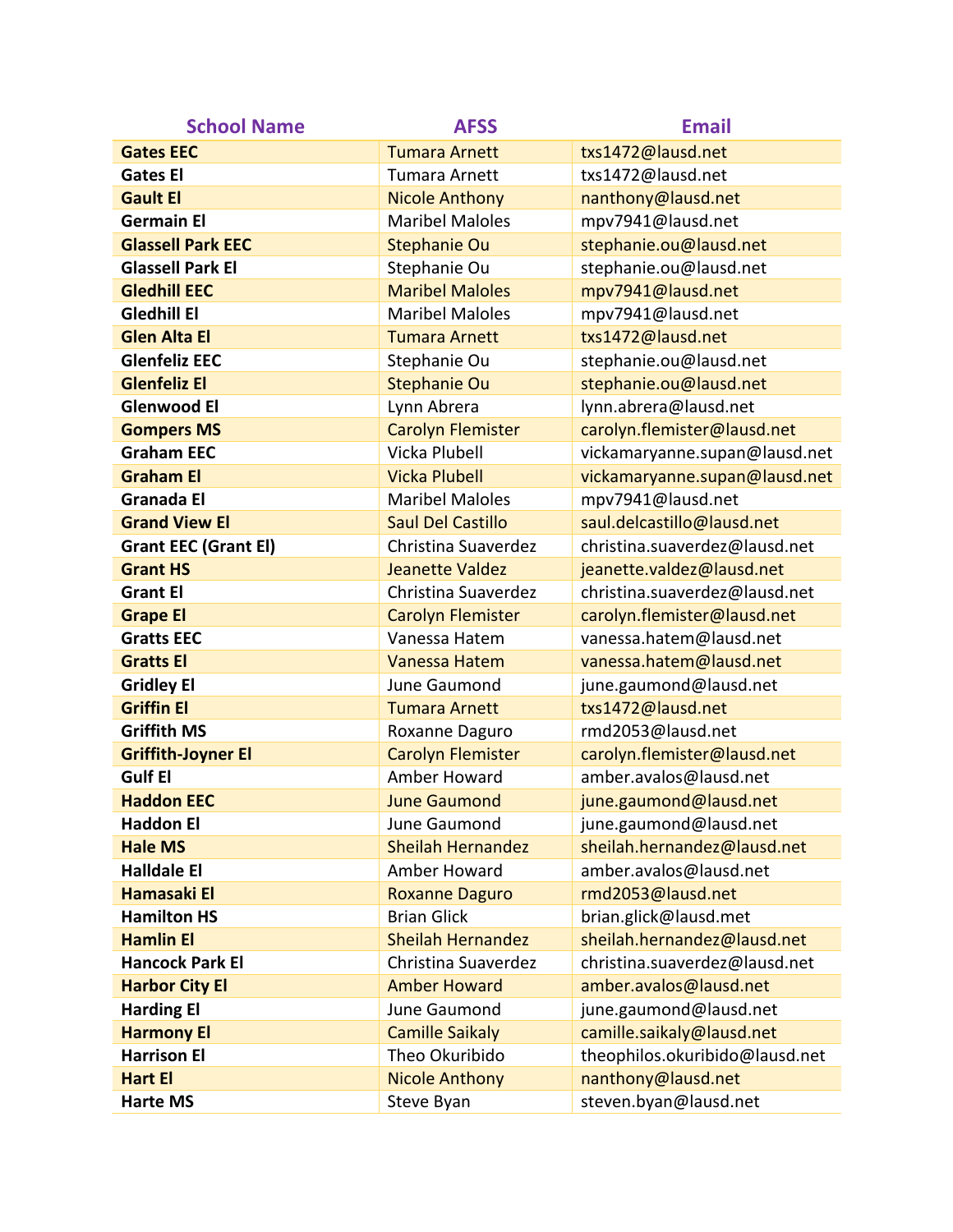| School Name | AFSS | Email |
|---|---|---|
| **Gates EEC** | Tumara Arnett | txs1472@lausd.net |
| **Gates El** | Tumara Arnett | txs1472@lausd.net |
| **Gault El** | Nicole Anthony | nanthony@lausd.net |
| **Germain El** | Maribel Maloles | mpv7941@lausd.net |
| **Glassell Park EEC** | Stephanie Ou | stephanie.ou@lausd.net |
| **Glassell Park El** | Stephanie Ou | stephanie.ou@lausd.net |
| **Gledhill EEC** | Maribel Maloles | mpv7941@lausd.net |
| **Gledhill El** | Maribel Maloles | mpv7941@lausd.net |
| **Glen Alta El** | Tumara Arnett | txs1472@lausd.net |
| **Glenfeliz EEC** | Stephanie Ou | stephanie.ou@lausd.net |
| **Glenfeliz El** | Stephanie Ou | stephanie.ou@lausd.net |
| **Glenwood El** | Lynn Abrera | lynn.abrera@lausd.net |
| **Gompers MS** | Carolyn Flemister | carolyn.flemister@lausd.net |
| **Graham EEC** | Vicka Plubell | vickamaryanne.supan@lausd.net |
| **Graham El** | Vicka Plubell | vickamaryanne.supan@lausd.net |
| **Granada El** | Maribel Maloles | mpv7941@lausd.net |
| **Grand View El** | Saul Del Castillo | saul.delcastillo@lausd.net |
| **Grant EEC (Grant El)** | Christina Suaverdez | christina.suaverdez@lausd.net |
| **Grant HS** | Jeanette Valdez | jeanette.valdez@lausd.net |
| **Grant El** | Christina Suaverdez | christina.suaverdez@lausd.net |
| **Grape El** | Carolyn Flemister | carolyn.flemister@lausd.net |
| **Gratts EEC** | Vanessa Hatem | vanessa.hatem@lausd.net |
| **Gratts El** | Vanessa Hatem | vanessa.hatem@lausd.net |
| **Gridley El** | June Gaumond | june.gaumond@lausd.net |
| **Griffin El** | Tumara Arnett | txs1472@lausd.net |
| **Griffith MS** | Roxanne Daguro | rmd2053@lausd.net |
| **Griffith-Joyner El** | Carolyn Flemister | carolyn.flemister@lausd.net |
| **Gulf El** | Amber Howard | amber.avalos@lausd.net |
| **Haddon EEC** | June Gaumond | june.gaumond@lausd.net |
| **Haddon El** | June Gaumond | june.gaumond@lausd.net |
| **Hale MS** | Sheilah Hernandez | sheilah.hernandez@lausd.net |
| **Halldale El** | Amber Howard | amber.avalos@lausd.net |
| **Hamasaki El** | Roxanne Daguro | rmd2053@lausd.net |
| **Hamilton HS** | Brian Glick | brian.glick@lausd.met |
| **Hamlin El** | Sheilah Hernandez | sheilah.hernandez@lausd.net |
| **Hancock Park El** | Christina Suaverdez | christina.suaverdez@lausd.net |
| **Harbor City El** | Amber Howard | amber.avalos@lausd.net |
| **Harding El** | June Gaumond | june.gaumond@lausd.net |
| **Harmony El** | Camille Saikaly | camille.saikaly@lausd.net |
| **Harrison El** | Theo Okuribido | theophilos.okuribido@lausd.net |
| **Hart El** | Nicole Anthony | nanthony@lausd.net |
| **Harte MS** | Steve Byan | steven.byan@lausd.net |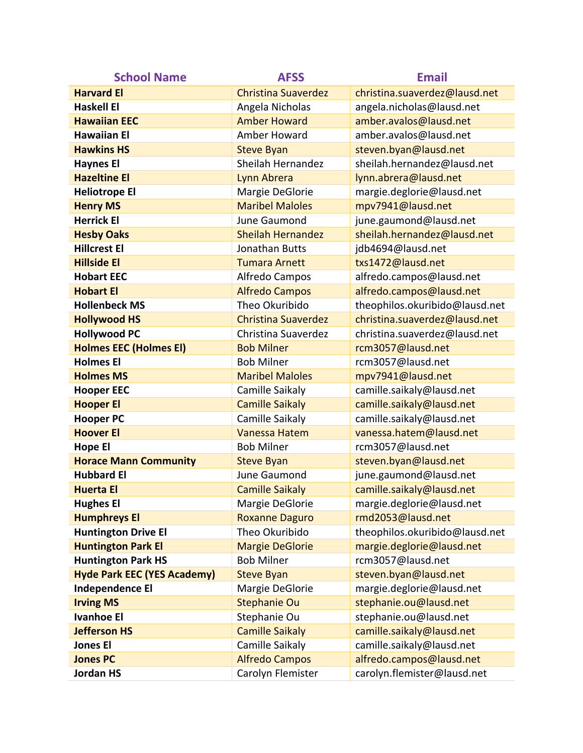| School Name | AFSS | Email |
| --- | --- | --- |
| **Harvard El** | Christina Suaverdez | christina.suaverdez@lausd.net |
| **Haskell El** | Angela Nicholas | angela.nicholas@lausd.net |
| **Hawaiian EEC** | Amber Howard | amber.avalos@lausd.net |
| **Hawaiian El** | Amber Howard | amber.avalos@lausd.net |
| **Hawkins HS** | Steve Byan | steven.byan@lausd.net |
| **Haynes El** | Sheilah Hernandez | sheilah.hernandez@lausd.net |
| **Hazeltine El** | Lynn Abrera | lynn.abrera@lausd.net |
| **Heliotrope El** | Margie DeGlorie | margie.deglorie@lausd.net |
| **Henry MS** | Maribel Maloles | mpv7941@lausd.net |
| **Herrick El** | June Gaumond | june.gaumond@lausd.net |
| **Hesby Oaks** | Sheilah Hernandez | sheilah.hernandez@lausd.net |
| **Hillcrest El** | Jonathan Butts | jdb4694@lausd.net |
| **Hillside El** | Tumara Arnett | txs1472@lausd.net |
| **Hobart EEC** | Alfredo Campos | alfredo.campos@lausd.net |
| **Hobart El** | Alfredo Campos | alfredo.campos@lausd.net |
| **Hollenbeck MS** | Theo Okuribido | theophilos.okuribido@lausd.net |
| **Hollywood HS** | Christina Suaverdez | christina.suaverdez@lausd.net |
| **Hollywood PC** | Christina Suaverdez | christina.suaverdez@lausd.net |
| **Holmes EEC (Holmes El)** | Bob Milner | rcm3057@lausd.net |
| **Holmes El** | Bob Milner | rcm3057@lausd.net |
| **Holmes MS** | Maribel Maloles | mpv7941@lausd.net |
| **Hooper EEC** | Camille Saikaly | camille.saikaly@lausd.net |
| **Hooper El** | Camille Saikaly | camille.saikaly@lausd.net |
| **Hooper PC** | Camille Saikaly | camille.saikaly@lausd.net |
| **Hoover El** | Vanessa Hatem | vanessa.hatem@lausd.net |
| **Hope El** | Bob Milner | rcm3057@lausd.net |
| **Horace Mann Community** | Steve Byan | steven.byan@lausd.net |
| **Hubbard El** | June Gaumond | june.gaumond@lausd.net |
| **Huerta El** | Camille Saikaly | camille.saikaly@lausd.net |
| **Hughes El** | Margie DeGlorie | margie.deglorie@lausd.net |
| **Humphreys El** | Roxanne Daguro | rmd2053@lausd.net |
| **Huntington Drive El** | Theo Okuribido | theophilos.okuribido@lausd.net |
| **Huntington Park El** | Margie DeGlorie | margie.deglorie@lausd.net |
| **Huntington Park HS** | Bob Milner | rcm3057@lausd.net |
| **Hyde Park EEC (YES Academy)** | Steve Byan | steven.byan@lausd.net |
| **Independence El** | Margie DeGlorie | margie.deglorie@lausd.net |
| **Irving MS** | Stephanie Ou | stephanie.ou@lausd.net |
| **Ivanhoe El** | Stephanie Ou | stephanie.ou@lausd.net |
| **Jefferson HS** | Camille Saikaly | camille.saikaly@lausd.net |
| **Jones El** | Camille Saikaly | camille.saikaly@lausd.net |
| **Jones PC** | Alfredo Campos | alfredo.campos@lausd.net |
| **Jordan HS** | Carolyn Flemister | carolyn.flemister@lausd.net |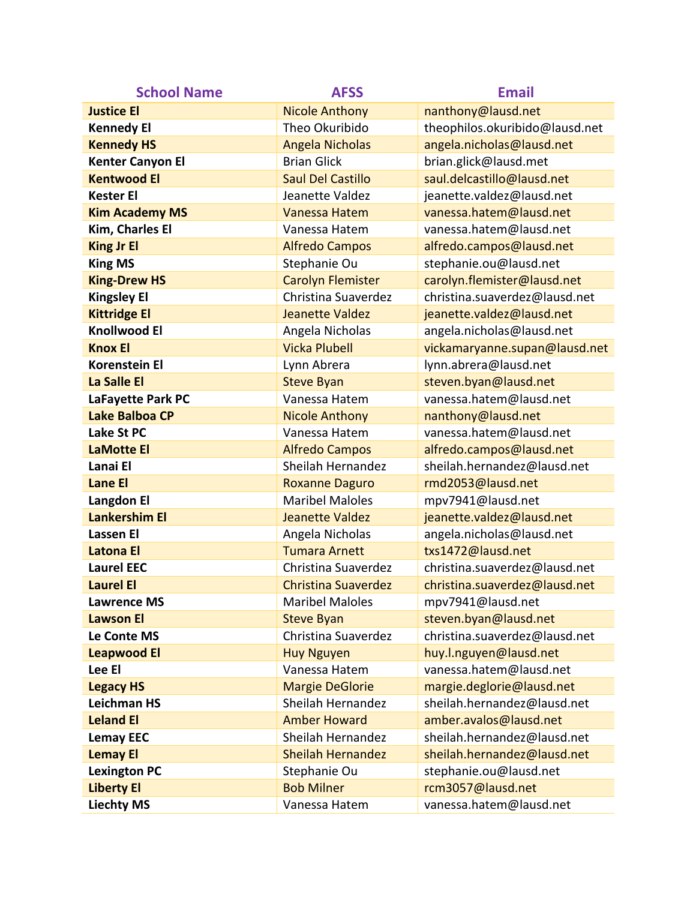| School Name | AFSS | Email |
| --- | --- | --- |
| **Justice El** | Nicole Anthony | nanthony@lausd.net |
| **Kennedy El** | Theo Okuribido | theophilos.okuribido@lausd.net |
| **Kennedy HS** | Angela Nicholas | angela.nicholas@lausd.net |
| **Kenter Canyon El** | Brian Glick | brian.glick@lausd.met |
| **Kentwood El** | Saul Del Castillo | saul.delcastillo@lausd.net |
| **Kester El** | Jeanette Valdez | jeanette.valdez@lausd.net |
| **Kim Academy MS** | Vanessa Hatem | vanessa.hatem@lausd.net |
| **Kim, Charles El** | Vanessa Hatem | vanessa.hatem@lausd.net |
| **King Jr El** | Alfredo Campos | alfredo.campos@lausd.net |
| **King MS** | Stephanie Ou | stephanie.ou@lausd.net |
| **King-Drew HS** | Carolyn Flemister | carolyn.flemister@lausd.net |
| **Kingsley El** | Christina Suaverdez | christina.suaverdez@lausd.net |
| **Kittridge El** | Jeanette Valdez | jeanette.valdez@lausd.net |
| **Knollwood El** | Angela Nicholas | angela.nicholas@lausd.net |
| **Knox El** | Vicka Plubell | vickamaryanne.supan@lausd.net |
| **Korenstein El** | Lynn Abrera | lynn.abrera@lausd.net |
| **La Salle El** | Steve Byan | steven.byan@lausd.net |
| **LaFayette Park PC** | Vanessa Hatem | vanessa.hatem@lausd.net |
| **Lake Balboa CP** | Nicole Anthony | nanthony@lausd.net |
| **Lake St PC** | Vanessa Hatem | vanessa.hatem@lausd.net |
| **LaMotte El** | Alfredo Campos | alfredo.campos@lausd.net |
| **Lanai El** | Sheilah Hernandez | sheilah.hernandez@lausd.net |
| **Lane El** | Roxanne Daguro | rmd2053@lausd.net |
| **Langdon El** | Maribel Maloles | mpv7941@lausd.net |
| **Lankershim El** | Jeanette Valdez | jeanette.valdez@lausd.net |
| **Lassen El** | Angela Nicholas | angela.nicholas@lausd.net |
| **Latona El** | Tumara Arnett | txs1472@lausd.net |
| **Laurel EEC** | Christina Suaverdez | christina.suaverdez@lausd.net |
| **Laurel El** | Christina Suaverdez | christina.suaverdez@lausd.net |
| **Lawrence MS** | Maribel Maloles | mpv7941@lausd.net |
| **Lawson El** | Steve Byan | steven.byan@lausd.net |
| **Le Conte MS** | Christina Suaverdez | christina.suaverdez@lausd.net |
| **Leapwood El** | Huy Nguyen | huy.l.nguyen@lausd.net |
| **Lee El** | Vanessa Hatem | vanessa.hatem@lausd.net |
| **Legacy HS** | Margie DeGlorie | margie.deglorie@lausd.net |
| **Leichman HS** | Sheilah Hernandez | sheilah.hernandez@lausd.net |
| **Leland El** | Amber Howard | amber.avalos@lausd.net |
| **Lemay EEC** | Sheilah Hernandez | sheilah.hernandez@lausd.net |
| **Lemay El** | Sheilah Hernandez | sheilah.hernandez@lausd.net |
| **Lexington PC** | Stephanie Ou | stephanie.ou@lausd.net |
| **Liberty El** | Bob Milner | rcm3057@lausd.net |
| **Liechty MS** | Vanessa Hatem | vanessa.hatem@lausd.net |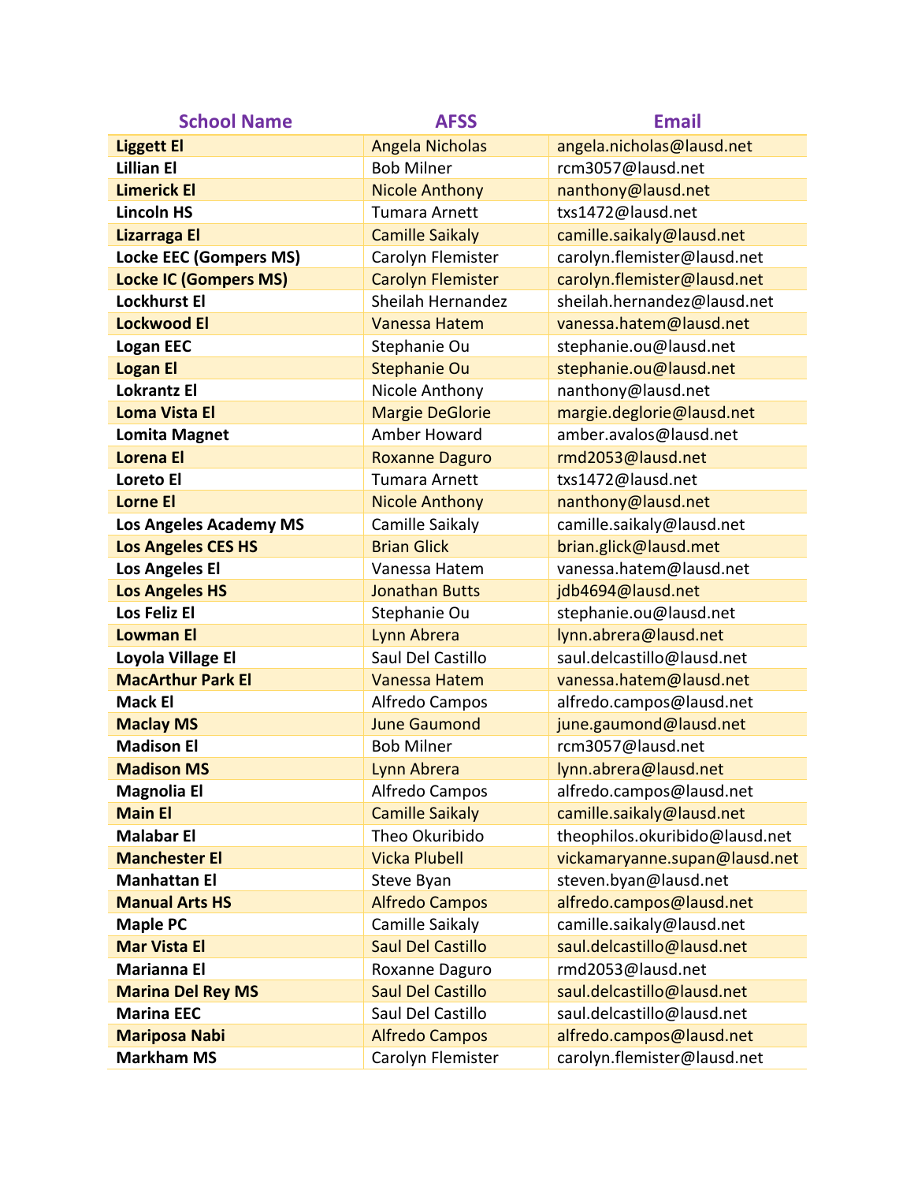| School Name | AFSS | Email |
|---|---|---|
| **Liggett El** | Angela Nicholas | angela.nicholas@lausd.net |
| **Lillian El** | Bob Milner | rcm3057@lausd.net |
| **Limerick El** | Nicole Anthony | nanthony@lausd.net |
| **Lincoln HS** | Tumara Arnett | txs1472@lausd.net |
| **Lizarraga El** | Camille Saikaly | camille.saikaly@lausd.net |
| **Locke EEC (Gompers MS)** | Carolyn Flemister | carolyn.flemister@lausd.net |
| **Locke IC (Gompers MS)** | Carolyn Flemister | carolyn.flemister@lausd.net |
| **Lockhurst El** | Sheilah Hernandez | sheilah.hernandez@lausd.net |
| **Lockwood El** | Vanessa Hatem | vanessa.hatem@lausd.net |
| **Logan EEC** | Stephanie Ou | stephanie.ou@lausd.net |
| **Logan El** | Stephanie Ou | stephanie.ou@lausd.net |
| **Lokrantz El** | Nicole Anthony | nanthony@lausd.net |
| **Loma Vista El** | Margie DeGlorie | margie.deglorie@lausd.net |
| **Lomita Magnet** | Amber Howard | amber.avalos@lausd.net |
| **Lorena El** | Roxanne Daguro | rmd2053@lausd.net |
| **Loreto El** | Tumara Arnett | txs1472@lausd.net |
| **Lorne El** | Nicole Anthony | nanthony@lausd.net |
| **Los Angeles Academy MS** | Camille Saikaly | camille.saikaly@lausd.net |
| **Los Angeles CES HS** | Brian Glick | brian.glick@lausd.met |
| **Los Angeles El** | Vanessa Hatem | vanessa.hatem@lausd.net |
| **Los Angeles HS** | Jonathan Butts | jdb4694@lausd.net |
| **Los Feliz El** | Stephanie Ou | stephanie.ou@lausd.net |
| **Lowman El** | Lynn Abrera | lynn.abrera@lausd.net |
| **Loyola Village El** | Saul Del Castillo | saul.delcastillo@lausd.net |
| **MacArthur Park El** | Vanessa Hatem | vanessa.hatem@lausd.net |
| **Mack El** | Alfredo Campos | alfredo.campos@lausd.net |
| **Maclay MS** | June Gaumond | june.gaumond@lausd.net |
| **Madison El** | Bob Milner | rcm3057@lausd.net |
| **Madison MS** | Lynn Abrera | lynn.abrera@lausd.net |
| **Magnolia El** | Alfredo Campos | alfredo.campos@lausd.net |
| **Main El** | Camille Saikaly | camille.saikaly@lausd.net |
| **Malabar El** | Theo Okuribido | theophilos.okuribido@lausd.net |
| **Manchester El** | Vicka Plubell | vickamaryanne.supan@lausd.net |
| **Manhattan El** | Steve Byan | steven.byan@lausd.net |
| **Manual Arts HS** | Alfredo Campos | alfredo.campos@lausd.net |
| **Maple PC** | Camille Saikaly | camille.saikaly@lausd.net |
| **Mar Vista El** | Saul Del Castillo | saul.delcastillo@lausd.net |
| **Marianna El** | Roxanne Daguro | rmd2053@lausd.net |
| **Marina Del Rey MS** | Saul Del Castillo | saul.delcastillo@lausd.net |
| **Marina EEC** | Saul Del Castillo | saul.delcastillo@lausd.net |
| **Mariposa Nabi** | Alfredo Campos | alfredo.campos@lausd.net |
| **Markham MS** | Carolyn Flemister | carolyn.flemister@lausd.net |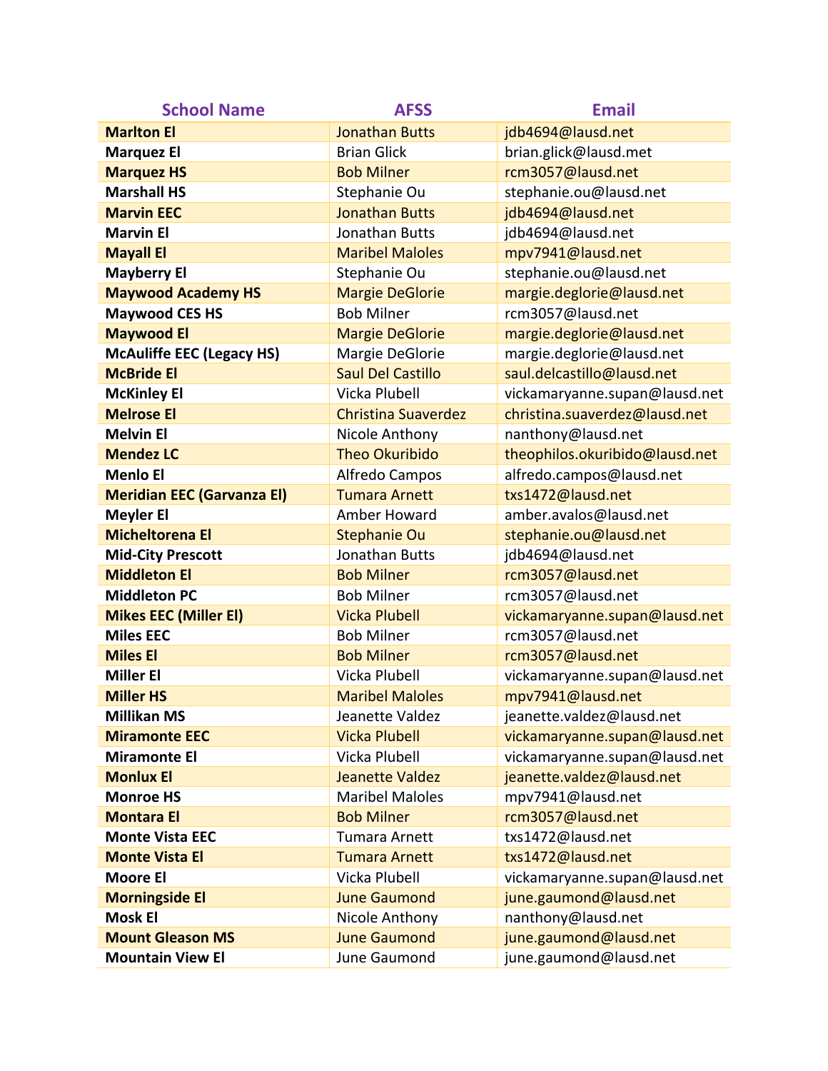| School Name | AFSS | Email |
| --- | --- | --- |
| **Marlton El** | Jonathan Butts | jdb4694@lausd.net |
| **Marquez El** | Brian Glick | brian.glick@lausd.met |
| **Marquez HS** | Bob Milner | rcm3057@lausd.net |
| **Marshall HS** | Stephanie Ou | stephanie.ou@lausd.net |
| **Marvin EEC** | Jonathan Butts | jdb4694@lausd.net |
| **Marvin El** | Jonathan Butts | jdb4694@lausd.net |
| **Mayall El** | Maribel Maloles | mpv7941@lausd.net |
| **Mayberry El** | Stephanie Ou | stephanie.ou@lausd.net |
| **Maywood Academy HS** | Margie DeGlorie | margie.deglorie@lausd.net |
| **Maywood CES HS** | Bob Milner | rcm3057@lausd.net |
| **Maywood El** | Margie DeGlorie | margie.deglorie@lausd.net |
| **McAuliffe EEC (Legacy HS)** | Margie DeGlorie | margie.deglorie@lausd.net |
| **McBride El** | Saul Del Castillo | saul.delcastillo@lausd.net |
| **McKinley El** | Vicka Plubell | vickamaryanne.supan@lausd.net |
| **Melrose El** | Christina Suaverdez | christina.suaverdez@lausd.net |
| **Melvin El** | Nicole Anthony | nanthony@lausd.net |
| **Mendez LC** | Theo Okuribido | theophilos.okuribido@lausd.net |
| **Menlo El** | Alfredo Campos | alfredo.campos@lausd.net |
| **Meridian EEC (Garvanza El)** | Tumara Arnett | txs1472@lausd.net |
| **Meyler El** | Amber Howard | amber.avalos@lausd.net |
| **Micheltorena El** | Stephanie Ou | stephanie.ou@lausd.net |
| **Mid-City Prescott** | Jonathan Butts | jdb4694@lausd.net |
| **Middleton El** | Bob Milner | rcm3057@lausd.net |
| **Middleton PC** | Bob Milner | rcm3057@lausd.net |
| **Mikes EEC (Miller El)** | Vicka Plubell | vickamaryanne.supan@lausd.net |
| **Miles EEC** | Bob Milner | rcm3057@lausd.net |
| **Miles El** | Bob Milner | rcm3057@lausd.net |
| **Miller El** | Vicka Plubell | vickamaryanne.supan@lausd.net |
| **Miller HS** | Maribel Maloles | mpv7941@lausd.net |
| **Millikan MS** | Jeanette Valdez | jeanette.valdez@lausd.net |
| **Miramonte EEC** | Vicka Plubell | vickamaryanne.supan@lausd.net |
| **Miramonte El** | Vicka Plubell | vickamaryanne.supan@lausd.net |
| **Monlux El** | Jeanette Valdez | jeanette.valdez@lausd.net |
| **Monroe HS** | Maribel Maloles | mpv7941@lausd.net |
| **Montara El** | Bob Milner | rcm3057@lausd.net |
| **Monte Vista EEC** | Tumara Arnett | txs1472@lausd.net |
| **Monte Vista El** | Tumara Arnett | txs1472@lausd.net |
| **Moore El** | Vicka Plubell | vickamaryanne.supan@lausd.net |
| **Morningside El** | June Gaumond | june.gaumond@lausd.net |
| **Mosk El** | Nicole Anthony | nanthony@lausd.net |
| **Mount Gleason MS** | June Gaumond | june.gaumond@lausd.net |
| **Mountain View El** | June Gaumond | june.gaumond@lausd.net |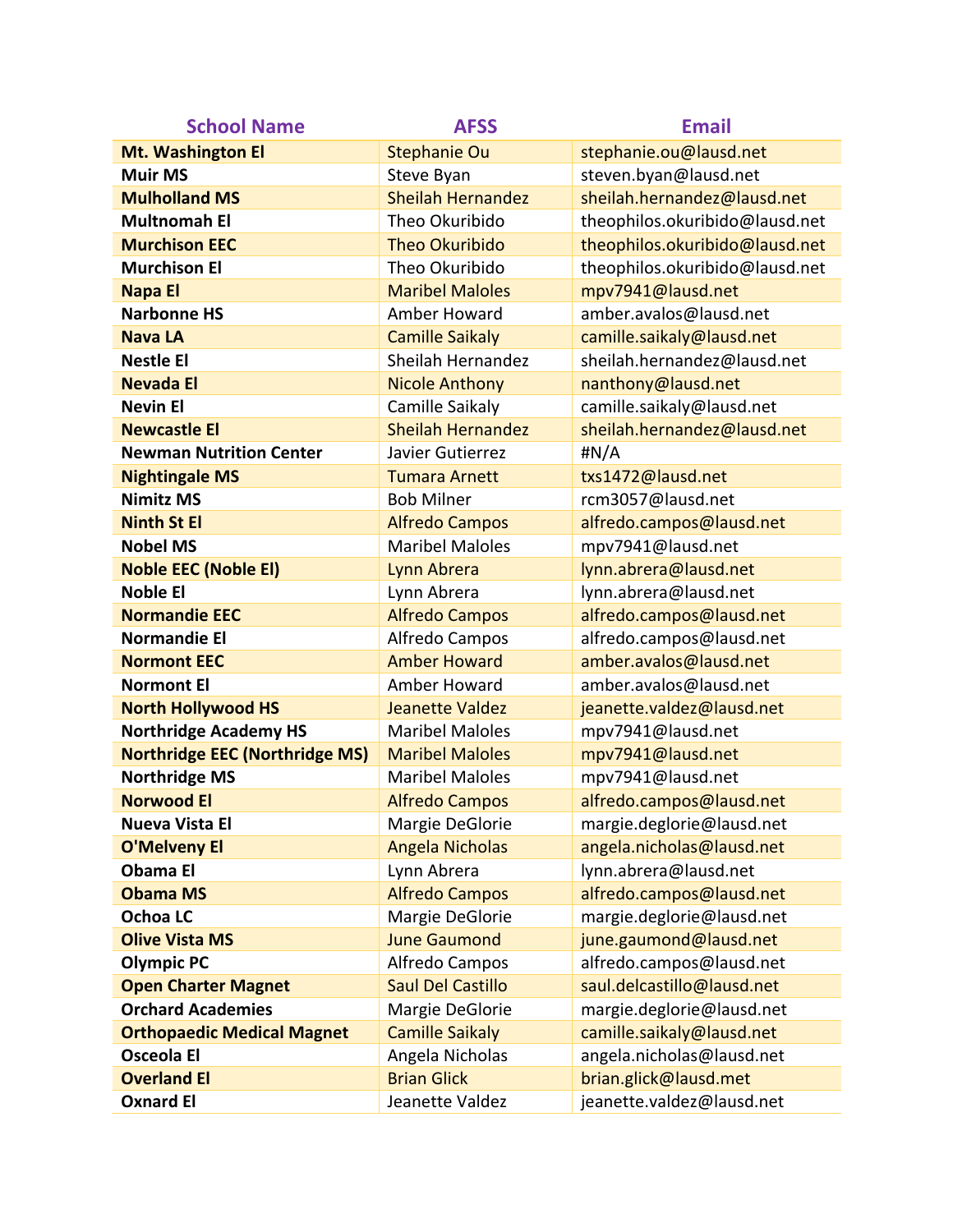| School Name | AFSS | Email |
| --- | --- | --- |
| **Mt. Washington El** | Stephanie Ou | stephanie.ou@lausd.net |
| **Muir MS** | Steve Byan | steven.byan@lausd.net |
| **Mulholland MS** | Sheilah Hernandez | sheilah.hernandez@lausd.net |
| **Multnomah El** | Theo Okuribido | theophilos.okuribido@lausd.net |
| **Murchison EEC** | Theo Okuribido | theophilos.okuribido@lausd.net |
| **Murchison El** | Theo Okuribido | theophilos.okuribido@lausd.net |
| **Napa El** | Maribel Maloles | mpv7941@lausd.net |
| **Narbonne HS** | Amber Howard | amber.avalos@lausd.net |
| **Nava LA** | Camille Saikaly | camille.saikaly@lausd.net |
| **Nestle El** | Sheilah Hernandez | sheilah.hernandez@lausd.net |
| **Nevada El** | Nicole Anthony | nanthony@lausd.net |
| **Nevin El** | Camille Saikaly | camille.saikaly@lausd.net |
| **Newcastle El** | Sheilah Hernandez | sheilah.hernandez@lausd.net |
| **Newman Nutrition Center** | Javier Gutierrez | #N/A |
| **Nightingale MS** | Tumara Arnett | txs1472@lausd.net |
| **Nimitz MS** | Bob Milner | rcm3057@lausd.net |
| **Ninth St El** | Alfredo Campos | alfredo.campos@lausd.net |
| **Nobel MS** | Maribel Maloles | mpv7941@lausd.net |
| **Noble EEC (Noble El)** | Lynn Abrera | lynn.abrera@lausd.net |
| **Noble El** | Lynn Abrera | lynn.abrera@lausd.net |
| **Normandie EEC** | Alfredo Campos | alfredo.campos@lausd.net |
| **Normandie El** | Alfredo Campos | alfredo.campos@lausd.net |
| **Normont EEC** | Amber Howard | amber.avalos@lausd.net |
| **Normont El** | Amber Howard | amber.avalos@lausd.net |
| **North Hollywood HS** | Jeanette Valdez | jeanette.valdez@lausd.net |
| **Northridge Academy HS** | Maribel Maloles | mpv7941@lausd.net |
| **Northridge EEC (Northridge MS)** | Maribel Maloles | mpv7941@lausd.net |
| **Northridge MS** | Maribel Maloles | mpv7941@lausd.net |
| **Norwood El** | Alfredo Campos | alfredo.campos@lausd.net |
| **Nueva Vista El** | Margie DeGlorie | margie.deglorie@lausd.net |
| **O'Melveny El** | Angela Nicholas | angela.nicholas@lausd.net |
| **Obama El** | Lynn Abrera | lynn.abrera@lausd.net |
| **Obama MS** | Alfredo Campos | alfredo.campos@lausd.net |
| **Ochoa LC** | Margie DeGlorie | margie.deglorie@lausd.net |
| **Olive Vista MS** | June Gaumond | june.gaumond@lausd.net |
| **Olympic PC** | Alfredo Campos | alfredo.campos@lausd.net |
| **Open Charter Magnet** | Saul Del Castillo | saul.delcastillo@lausd.net |
| **Orchard Academies** | Margie DeGlorie | margie.deglorie@lausd.net |
| **Orthopaedic Medical Magnet** | Camille Saikaly | camille.saikaly@lausd.net |
| **Osceola El** | Angela Nicholas | angela.nicholas@lausd.net |
| **Overland El** | Brian Glick | brian.glick@lausd.met |
| **Oxnard El** | Jeanette Valdez | jeanette.valdez@lausd.net |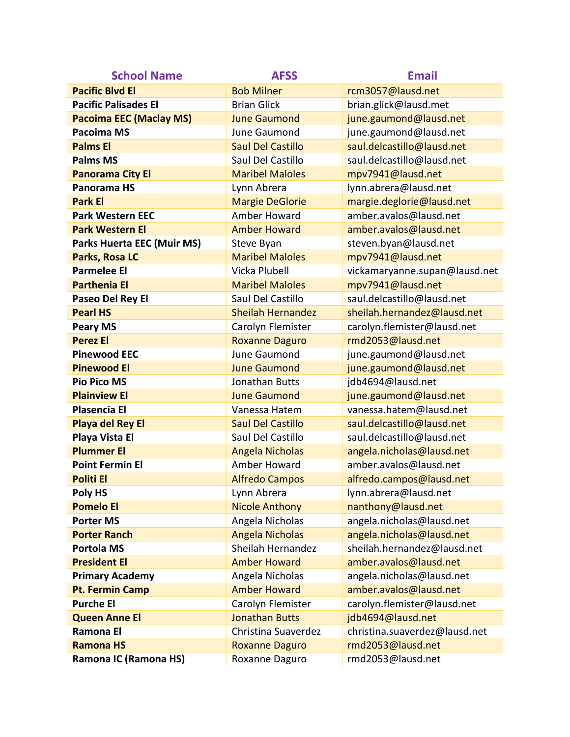| School Name | AFSS | Email |
| --- | --- | --- |
| **Pacific Blvd El** | Bob Milner | rcm3057@lausd.net |
| **Pacific Palisades El** | Brian Glick | brian.glick@lausd.met |
| **Pacoima EEC (Maclay MS)** | June Gaumond | june.gaumond@lausd.net |
| **Pacoima MS** | June Gaumond | june.gaumond@lausd.net |
| **Palms El** | Saul Del Castillo | saul.delcastillo@lausd.net |
| **Palms MS** | Saul Del Castillo | saul.delcastillo@lausd.net |
| **Panorama City El** | Maribel Maloles | mpv7941@lausd.net |
| **Panorama HS** | Lynn Abrera | lynn.abrera@lausd.net |
| **Park El** | Margie DeGlorie | margie.deglorie@lausd.net |
| **Park Western EEC** | Amber Howard | amber.avalos@lausd.net |
| **Park Western El** | Amber Howard | amber.avalos@lausd.net |
| **Parks Huerta EEC (Muir MS)** | Steve Byan | steven.byan@lausd.net |
| **Parks, Rosa LC** | Maribel Maloles | mpv7941@lausd.net |
| **Parmelee El** | Vicka Plubell | vickamaryanne.supan@lausd.net |
| **Parthenia El** | Maribel Maloles | mpv7941@lausd.net |
| **Paseo Del Rey El** | Saul Del Castillo | saul.delcastillo@lausd.net |
| **Pearl HS** | Sheilah Hernandez | sheilah.hernandez@lausd.net |
| **Peary MS** | Carolyn Flemister | carolyn.flemister@lausd.net |
| **Perez El** | Roxanne Daguro | rmd2053@lausd.net |
| **Pinewood EEC** | June Gaumond | june.gaumond@lausd.net |
| **Pinewood El** | June Gaumond | june.gaumond@lausd.net |
| **Pio Pico MS** | Jonathan Butts | jdb4694@lausd.net |
| **Plainview El** | June Gaumond | june.gaumond@lausd.net |
| **Plasencia El** | Vanessa Hatem | vanessa.hatem@lausd.net |
| **Playa del Rey El** | Saul Del Castillo | saul.delcastillo@lausd.net |
| **Playa Vista El** | Saul Del Castillo | saul.delcastillo@lausd.net |
| **Plummer El** | Angela Nicholas | angela.nicholas@lausd.net |
| **Point Fermin El** | Amber Howard | amber.avalos@lausd.net |
| **Politi El** | Alfredo Campos | alfredo.campos@lausd.net |
| **Poly HS** | Lynn Abrera | lynn.abrera@lausd.net |
| **Pomelo El** | Nicole Anthony | nanthony@lausd.net |
| **Porter MS** | Angela Nicholas | angela.nicholas@lausd.net |
| **Porter Ranch** | Angela Nicholas | angela.nicholas@lausd.net |
| **Portola MS** | Sheilah Hernandez | sheilah.hernandez@lausd.net |
| **President El** | Amber Howard | amber.avalos@lausd.net |
| **Primary Academy** | Angela Nicholas | angela.nicholas@lausd.net |
| **Pt. Fermin Camp** | Amber Howard | amber.avalos@lausd.net |
| **Purche El** | Carolyn Flemister | carolyn.flemister@lausd.net |
| **Queen Anne El** | Jonathan Butts | jdb4694@lausd.net |
| **Ramona El** | Christina Suaverdez | christina.suaverdez@lausd.net |
| **Ramona HS** | Roxanne Daguro | rmd2053@lausd.net |
| **Ramona IC (Ramona HS)** | Roxanne Daguro | rmd2053@lausd.net |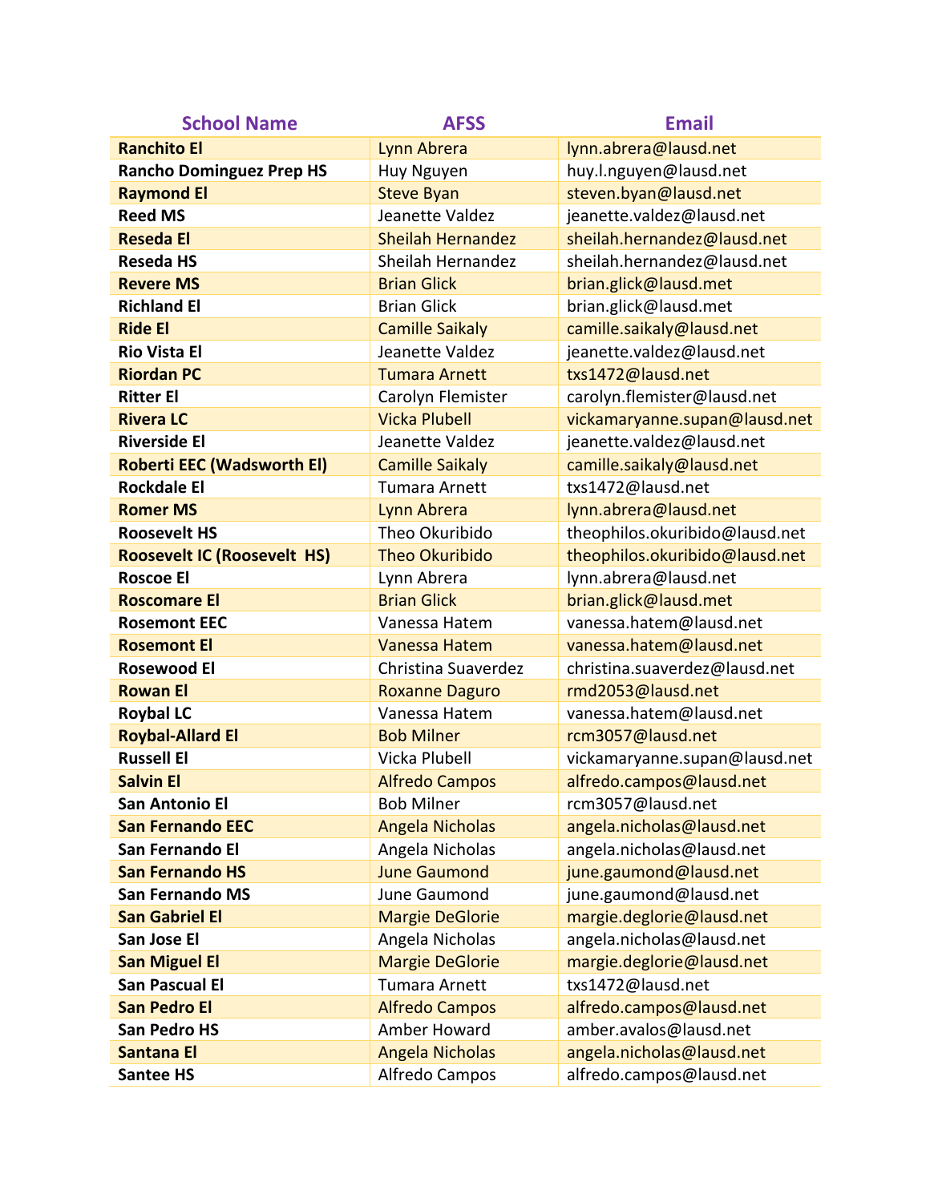| School Name | AFSS | Email |
| --- | --- | --- |
| **Ranchito El** | Lynn Abrera | lynn.abrera@lausd.net |
| **Rancho Dominguez Prep HS** | Huy Nguyen | huy.l.nguyen@lausd.net |
| **Raymond El** | Steve Byan | steven.byan@lausd.net |
| **Reed MS** | Jeanette Valdez | jeanette.valdez@lausd.net |
| **Reseda El** | Sheilah Hernandez | sheilah.hernandez@lausd.net |
| **Reseda HS** | Sheilah Hernandez | sheilah.hernandez@lausd.net |
| **Revere MS** | Brian Glick | brian.glick@lausd.met |
| **Richland El** | Brian Glick | brian.glick@lausd.met |
| **Ride El** | Camille Saikaly | camille.saikaly@lausd.net |
| **Rio Vista El** | Jeanette Valdez | jeanette.valdez@lausd.net |
| **Riordan PC** | Tumara Arnett | txs1472@lausd.net |
| **Ritter El** | Carolyn Flemister | carolyn.flemister@lausd.net |
| **Rivera LC** | Vicka Plubell | vickamaryanne.supan@lausd.net |
| **Riverside El** | Jeanette Valdez | jeanette.valdez@lausd.net |
| **Roberti EEC (Wadsworth El)** | Camille Saikaly | camille.saikaly@lausd.net |
| **Rockdale El** | Tumara Arnett | txs1472@lausd.net |
| **Romer MS** | Lynn Abrera | lynn.abrera@lausd.net |
| **Roosevelt HS** | Theo Okuribido | theophilos.okuribido@lausd.net |
| **Roosevelt IC (Roosevelt HS)** | Theo Okuribido | theophilos.okuribido@lausd.net |
| **Roscoe El** | Lynn Abrera | lynn.abrera@lausd.net |
| **Roscomare El** | Brian Glick | brian.glick@lausd.met |
| **Rosemont EEC** | Vanessa Hatem | vanessa.hatem@lausd.net |
| **Rosemont El** | Vanessa Hatem | vanessa.hatem@lausd.net |
| **Rosewood El** | Christina Suaverdez | christina.suaverdez@lausd.net |
| **Rowan El** | Roxanne Daguro | rmd2053@lausd.net |
| **Roybal LC** | Vanessa Hatem | vanessa.hatem@lausd.net |
| **Roybal-Allard El** | Bob Milner | rcm3057@lausd.net |
| **Russell El** | Vicka Plubell | vickamaryanne.supan@lausd.net |
| **Salvin El** | Alfredo Campos | alfredo.campos@lausd.net |
| **San Antonio El** | Bob Milner | rcm3057@lausd.net |
| **San Fernando EEC** | Angela Nicholas | angela.nicholas@lausd.net |
| **San Fernando El** | Angela Nicholas | angela.nicholas@lausd.net |
| **San Fernando HS** | June Gaumond | june.gaumond@lausd.net |
| **San Fernando MS** | June Gaumond | june.gaumond@lausd.net |
| **San Gabriel El** | Margie DeGlorie | margie.deglorie@lausd.net |
| **San Jose El** | Angela Nicholas | angela.nicholas@lausd.net |
| **San Miguel El** | Margie DeGlorie | margie.deglorie@lausd.net |
| **San Pascual El** | Tumara Arnett | txs1472@lausd.net |
| **San Pedro El** | Alfredo Campos | alfredo.campos@lausd.net |
| **San Pedro HS** | Amber Howard | amber.avalos@lausd.net |
| **Santana El** | Angela Nicholas | angela.nicholas@lausd.net |
| **Santee HS** | Alfredo Campos | alfredo.campos@lausd.net |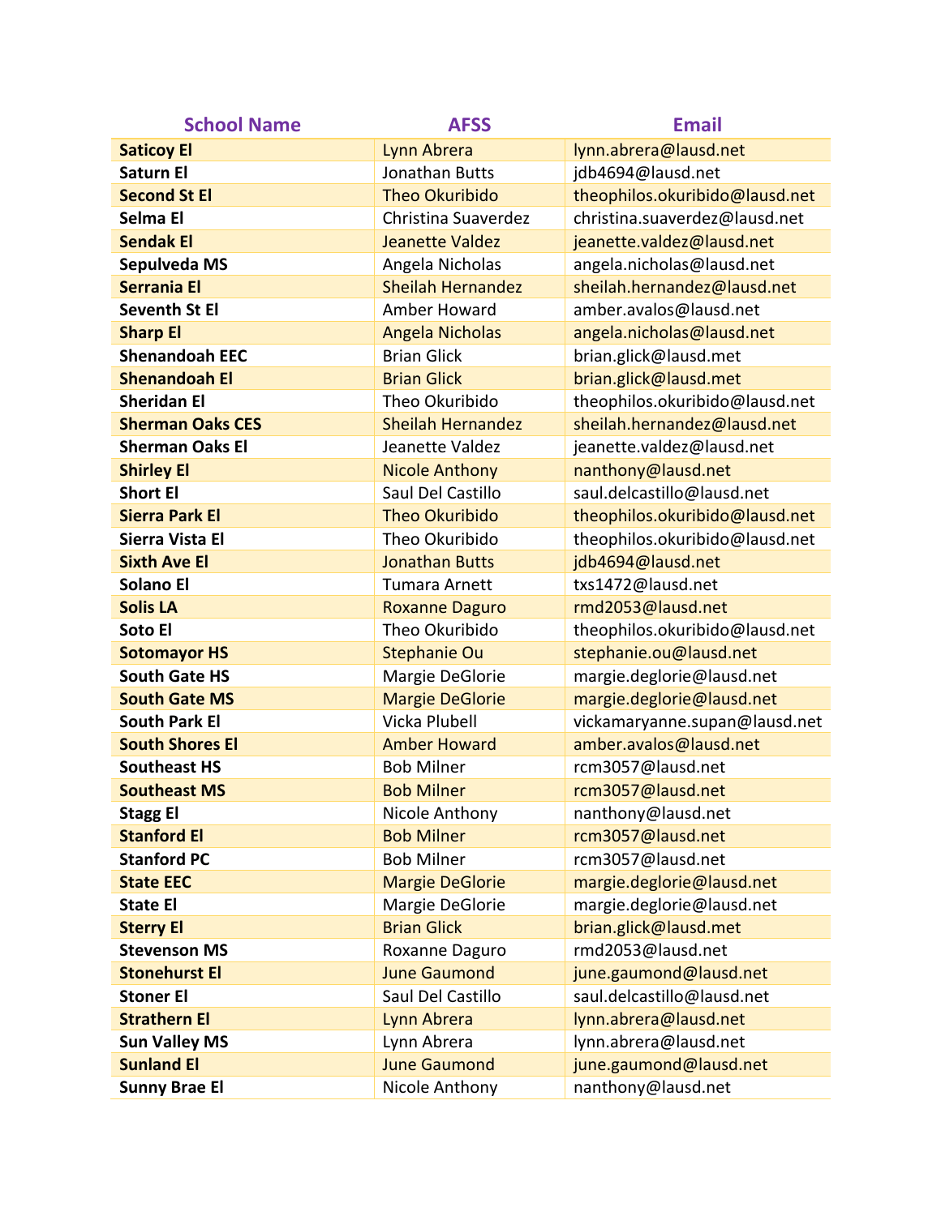| School Name | AFSS | Email |
|---|---|---|
| **Saticoy El** | Lynn Abrera | lynn.abrera@lausd.net |
| **Saturn El** | Jonathan Butts | jdb4694@lausd.net |
| **Second St El** | Theo Okuribido | theophilos.okuribido@lausd.net |
| **Selma El** | Christina Suaverdez | christina.suaverdez@lausd.net |
| **Sendak El** | Jeanette Valdez | jeanette.valdez@lausd.net |
| **Sepulveda MS** | Angela Nicholas | angela.nicholas@lausd.net |
| **Serrania El** | Sheilah Hernandez | sheilah.hernandez@lausd.net |
| **Seventh St El** | Amber Howard | amber.avalos@lausd.net |
| **Sharp El** | Angela Nicholas | angela.nicholas@lausd.net |
| **Shenandoah EEC** | Brian Glick | brian.glick@lausd.met |
| **Shenandoah El** | Brian Glick | brian.glick@lausd.met |
| **Sheridan El** | Theo Okuribido | theophilos.okuribido@lausd.net |
| **Sherman Oaks CES** | Sheilah Hernandez | sheilah.hernandez@lausd.net |
| **Sherman Oaks El** | Jeanette Valdez | jeanette.valdez@lausd.net |
| **Shirley El** | Nicole Anthony | nanthony@lausd.net |
| **Short El** | Saul Del Castillo | saul.delcastillo@lausd.net |
| **Sierra Park El** | Theo Okuribido | theophilos.okuribido@lausd.net |
| **Sierra Vista El** | Theo Okuribido | theophilos.okuribido@lausd.net |
| **Sixth Ave El** | Jonathan Butts | jdb4694@lausd.net |
| **Solano El** | Tumara Arnett | txs1472@lausd.net |
| **Solis LA** | Roxanne Daguro | rmd2053@lausd.net |
| **Soto El** | Theo Okuribido | theophilos.okuribido@lausd.net |
| **Sotomayor HS** | Stephanie Ou | stephanie.ou@lausd.net |
| **South Gate HS** | Margie DeGlorie | margie.deglorie@lausd.net |
| **South Gate MS** | Margie DeGlorie | margie.deglorie@lausd.net |
| **South Park El** | Vicka Plubell | vickamaryanne.supan@lausd.net |
| **South Shores El** | Amber Howard | amber.avalos@lausd.net |
| **Southeast HS** | Bob Milner | rcm3057@lausd.net |
| **Southeast MS** | Bob Milner | rcm3057@lausd.net |
| **Stagg El** | Nicole Anthony | nanthony@lausd.net |
| **Stanford El** | Bob Milner | rcm3057@lausd.net |
| **Stanford PC** | Bob Milner | rcm3057@lausd.net |
| **State EEC** | Margie DeGlorie | margie.deglorie@lausd.net |
| **State El** | Margie DeGlorie | margie.deglorie@lausd.net |
| **Sterry El** | Brian Glick | brian.glick@lausd.met |
| **Stevenson MS** | Roxanne Daguro | rmd2053@lausd.net |
| **Stonehurst El** | June Gaumond | june.gaumond@lausd.net |
| **Stoner El** | Saul Del Castillo | saul.delcastillo@lausd.net |
| **Strathern El** | Lynn Abrera | lynn.abrera@lausd.net |
| **Sun Valley MS** | Lynn Abrera | lynn.abrera@lausd.net |
| **Sunland El** | June Gaumond | june.gaumond@lausd.net |
| **Sunny Brae El** | Nicole Anthony | nanthony@lausd.net |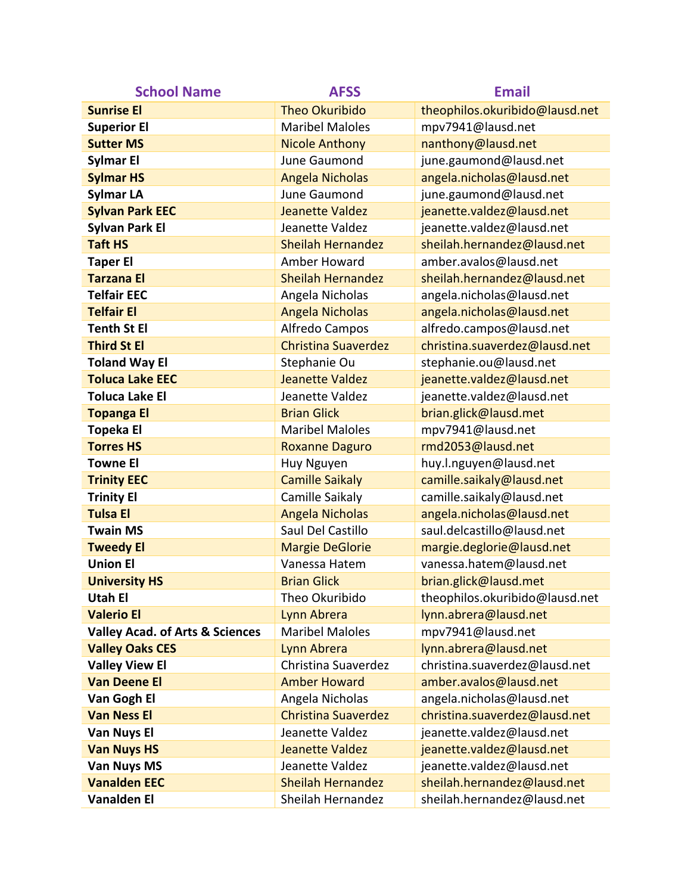| School Name | AFSS | Email |
| --- | --- | --- |
| **Sunrise El** | Theo Okuribido | theophilos.okuribido@lausd.net |
| **Superior El** | Maribel Maloles | mpv7941@lausd.net |
| **Sutter MS** | Nicole Anthony | nanthony@lausd.net |
| **Sylmar El** | June Gaumond | june.gaumond@lausd.net |
| **Sylmar HS** | Angela Nicholas | angela.nicholas@lausd.net |
| **Sylmar LA** | June Gaumond | june.gaumond@lausd.net |
| **Sylvan Park EEC** | Jeanette Valdez | jeanette.valdez@lausd.net |
| **Sylvan Park El** | Jeanette Valdez | jeanette.valdez@lausd.net |
| **Taft HS** | Sheilah Hernandez | sheilah.hernandez@lausd.net |
| **Taper El** | Amber Howard | amber.avalos@lausd.net |
| **Tarzana El** | Sheilah Hernandez | sheilah.hernandez@lausd.net |
| **Telfair EEC** | Angela Nicholas | angela.nicholas@lausd.net |
| **Telfair El** | Angela Nicholas | angela.nicholas@lausd.net |
| **Tenth St El** | Alfredo Campos | alfredo.campos@lausd.net |
| **Third St El** | Christina Suaverdez | christina.suaverdez@lausd.net |
| **Toland Way El** | Stephanie Ou | stephanie.ou@lausd.net |
| **Toluca Lake EEC** | Jeanette Valdez | jeanette.valdez@lausd.net |
| **Toluca Lake El** | Jeanette Valdez | jeanette.valdez@lausd.net |
| **Topanga El** | Brian Glick | brian.glick@lausd.met |
| **Topeka El** | Maribel Maloles | mpv7941@lausd.net |
| **Torres HS** | Roxanne Daguro | rmd2053@lausd.net |
| **Towne El** | Huy Nguyen | huy.l.nguyen@lausd.net |
| **Trinity EEC** | Camille Saikaly | camille.saikaly@lausd.net |
| **Trinity El** | Camille Saikaly | camille.saikaly@lausd.net |
| **Tulsa El** | Angela Nicholas | angela.nicholas@lausd.net |
| **Twain MS** | Saul Del Castillo | saul.delcastillo@lausd.net |
| **Tweedy El** | Margie DeGlorie | margie.deglorie@lausd.net |
| **Union El** | Vanessa Hatem | vanessa.hatem@lausd.net |
| **University HS** | Brian Glick | brian.glick@lausd.met |
| **Utah El** | Theo Okuribido | theophilos.okuribido@lausd.net |
| **Valerio El** | Lynn Abrera | lynn.abrera@lausd.net |
| **Valley Acad. of Arts & Sciences** | Maribel Maloles | mpv7941@lausd.net |
| **Valley Oaks CES** | Lynn Abrera | lynn.abrera@lausd.net |
| **Valley View El** | Christina Suaverdez | christina.suaverdez@lausd.net |
| **Van Deene El** | Amber Howard | amber.avalos@lausd.net |
| **Van Gogh El** | Angela Nicholas | angela.nicholas@lausd.net |
| **Van Ness El** | Christina Suaverdez | christina.suaverdez@lausd.net |
| **Van Nuys El** | Jeanette Valdez | jeanette.valdez@lausd.net |
| **Van Nuys HS** | Jeanette Valdez | jeanette.valdez@lausd.net |
| **Van Nuys MS** | Jeanette Valdez | jeanette.valdez@lausd.net |
| **Vanalden EEC** | Sheilah Hernandez | sheilah.hernandez@lausd.net |
| **Vanalden El** | Sheilah Hernandez | sheilah.hernandez@lausd.net |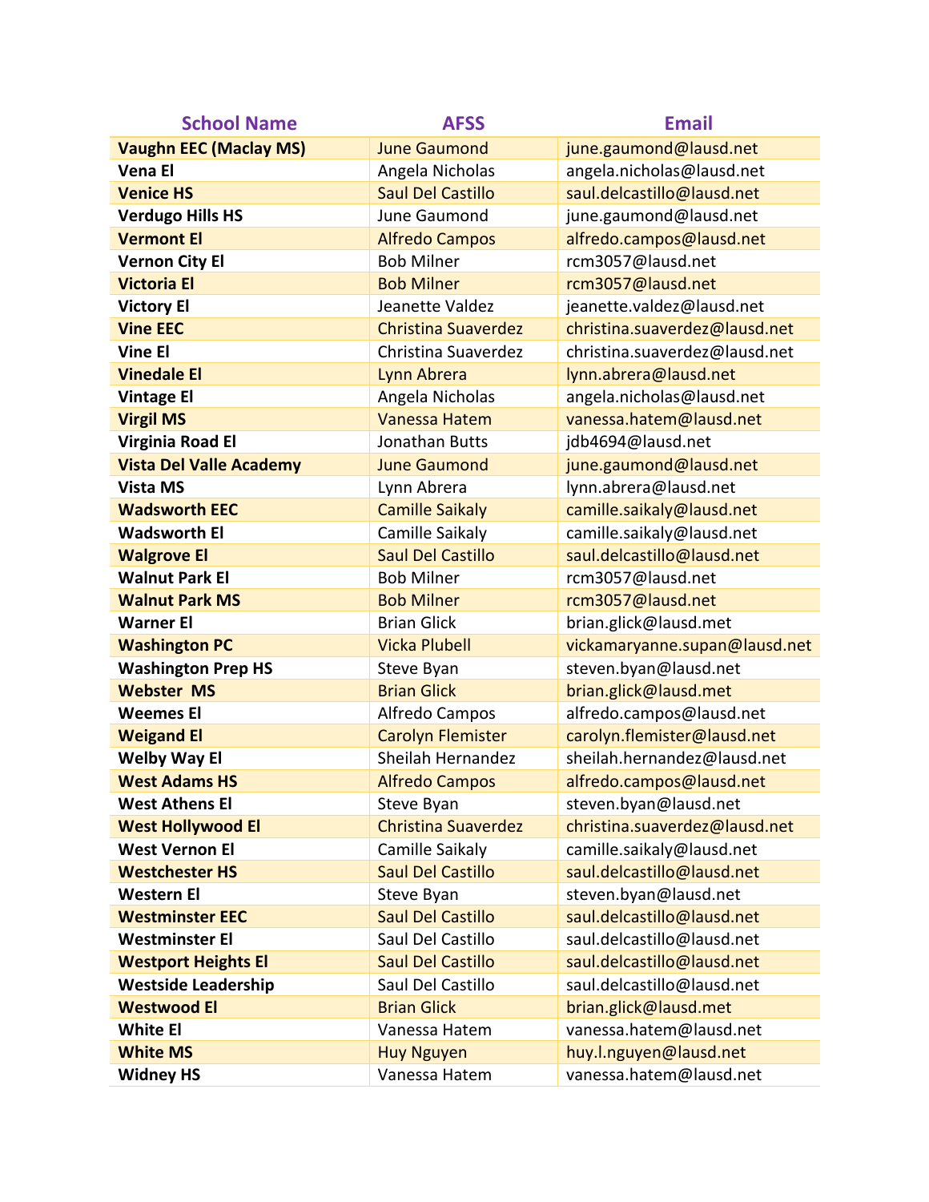| School Name | AFSS | Email |
|---|---|---|
| **Vaughn EEC (Maclay MS)** | June Gaumond | june.gaumond@lausd.net |
| **Vena El** | Angela Nicholas | angela.nicholas@lausd.net |
| **Venice HS** | Saul Del Castillo | saul.delcastillo@lausd.net |
| **Verdugo Hills HS** | June Gaumond | june.gaumond@lausd.net |
| **Vermont El** | Alfredo Campos | alfredo.campos@lausd.net |
| **Vernon City El** | Bob Milner | rcm3057@lausd.net |
| **Victoria El** | Bob Milner | rcm3057@lausd.net |
| **Victory El** | Jeanette Valdez | jeanette.valdez@lausd.net |
| **Vine EEC** | Christina Suaverdez | christina.suaverdez@lausd.net |
| **Vine El** | Christina Suaverdez | christina.suaverdez@lausd.net |
| **Vinedale El** | Lynn Abrera | lynn.abrera@lausd.net |
| **Vintage El** | Angela Nicholas | angela.nicholas@lausd.net |
| **Virgil MS** | Vanessa Hatem | vanessa.hatem@lausd.net |
| **Virginia Road El** | Jonathan Butts | jdb4694@lausd.net |
| **Vista Del Valle Academy** | June Gaumond | june.gaumond@lausd.net |
| **Vista MS** | Lynn Abrera | lynn.abrera@lausd.net |
| **Wadsworth EEC** | Camille Saikaly | camille.saikaly@lausd.net |
| **Wadsworth El** | Camille Saikaly | camille.saikaly@lausd.net |
| **Walgrove El** | Saul Del Castillo | saul.delcastillo@lausd.net |
| **Walnut Park El** | Bob Milner | rcm3057@lausd.net |
| **Walnut Park MS** | Bob Milner | rcm3057@lausd.net |
| **Warner El** | Brian Glick | brian.glick@lausd.met |
| **Washington PC** | Vicka Plubell | vickamaryanne.supan@lausd.net |
| **Washington Prep HS** | Steve Byan | steven.byan@lausd.net |
| **Webster MS** | Brian Glick | brian.glick@lausd.met |
| **Weemes El** | Alfredo Campos | alfredo.campos@lausd.net |
| **Weigand El** | Carolyn Flemister | carolyn.flemister@lausd.net |
| **Welby Way El** | Sheilah Hernandez | sheilah.hernandez@lausd.net |
| **West Adams HS** | Alfredo Campos | alfredo.campos@lausd.net |
| **West Athens El** | Steve Byan | steven.byan@lausd.net |
| **West Hollywood El** | Christina Suaverdez | christina.suaverdez@lausd.net |
| **West Vernon El** | Camille Saikaly | camille.saikaly@lausd.net |
| **Westchester HS** | Saul Del Castillo | saul.delcastillo@lausd.net |
| **Western El** | Steve Byan | steven.byan@lausd.net |
| **Westminster EEC** | Saul Del Castillo | saul.delcastillo@lausd.net |
| **Westminster El** | Saul Del Castillo | saul.delcastillo@lausd.net |
| **Westport Heights El** | Saul Del Castillo | saul.delcastillo@lausd.net |
| **Westside Leadership** | Saul Del Castillo | saul.delcastillo@lausd.net |
| **Westwood El** | Brian Glick | brian.glick@lausd.met |
| **White El** | Vanessa Hatem | vanessa.hatem@lausd.net |
| **White MS** | Huy Nguyen | huy.l.nguyen@lausd.net |
| **Widney HS** | Vanessa Hatem | vanessa.hatem@lausd.net |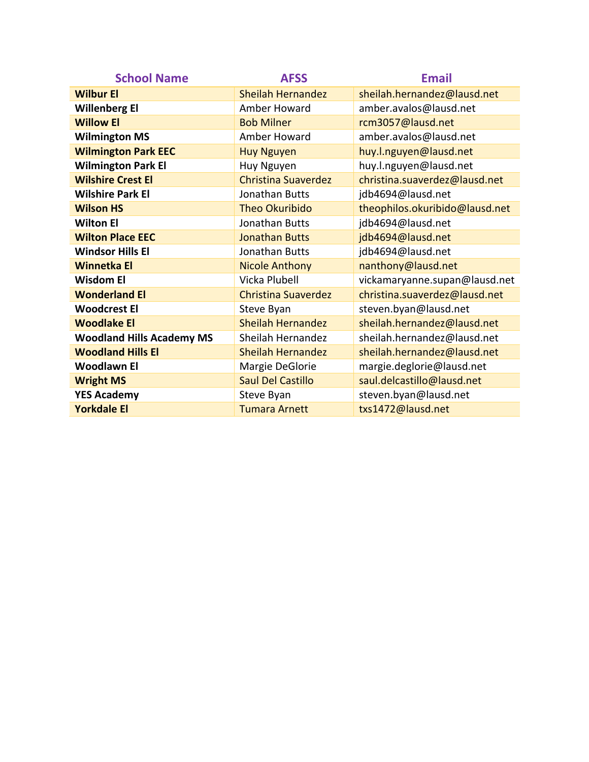| School Name | AFSS | Email |
| --- | --- | --- |
| **Wilbur El** | Sheilah Hernandez | sheilah.hernandez@lausd.net |
| **Willenberg El** | Amber Howard | amber.avalos@lausd.net |
| **Willow El** | Bob Milner | rcm3057@lausd.net |
| **Wilmington MS** | Amber Howard | amber.avalos@lausd.net |
| **Wilmington Park EEC** | Huy Nguyen | huy.l.nguyen@lausd.net |
| **Wilmington Park El** | Huy Nguyen | huy.l.nguyen@lausd.net |
| **Wilshire Crest El** | Christina Suaverdez | christina.suaverdez@lausd.net |
| **Wilshire Park El** | Jonathan Butts | jdb4694@lausd.net |
| **Wilson HS** | Theo Okuribido | theophilos.okuribido@lausd.net |
| **Wilton El** | Jonathan Butts | jdb4694@lausd.net |
| **Wilton Place EEC** | Jonathan Butts | jdb4694@lausd.net |
| **Windsor Hills El** | Jonathan Butts | jdb4694@lausd.net |
| **Winnetka El** | Nicole Anthony | nanthony@lausd.net |
| **Wisdom El** | Vicka Plubell | vickamaryanne.supan@lausd.net |
| **Wonderland El** | Christina Suaverdez | christina.suaverdez@lausd.net |
| **Woodcrest El** | Steve Byan | steven.byan@lausd.net |
| **Woodlake El** | Sheilah Hernandez | sheilah.hernandez@lausd.net |
| **Woodland Hills Academy MS** | Sheilah Hernandez | sheilah.hernandez@lausd.net |
| **Woodland Hills El** | Sheilah Hernandez | sheilah.hernandez@lausd.net |
| **Woodlawn El** | Margie DeGlorie | margie.deglorie@lausd.net |
| **Wright MS** | Saul Del Castillo | saul.delcastillo@lausd.net |
| **YES Academy** | Steve Byan | steven.byan@lausd.net |
| **Yorkdale El** | Tumara Arnett | txs1472@lausd.net |